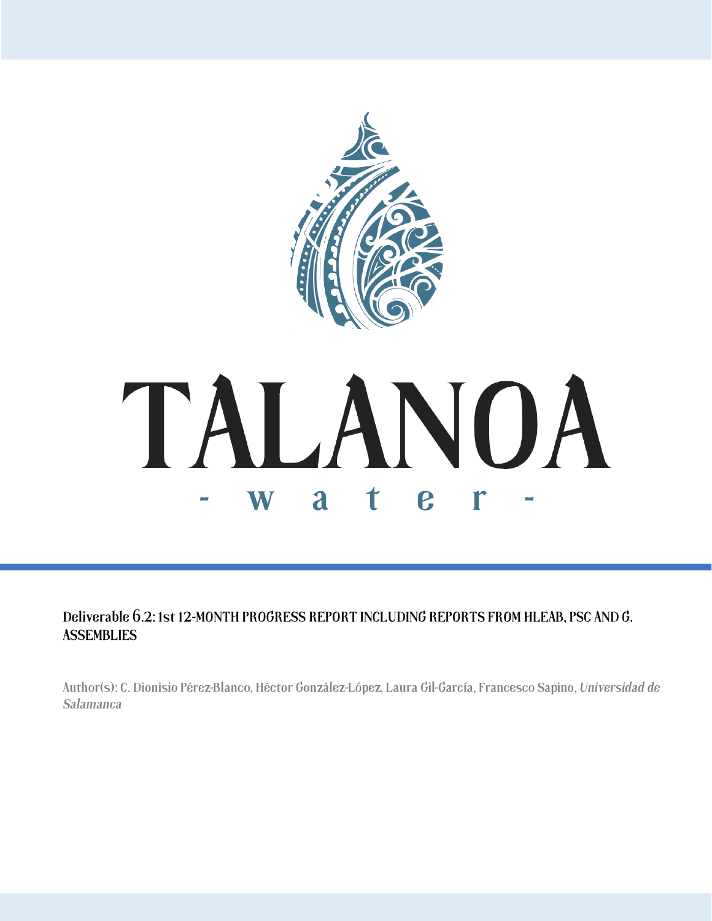# TALANOA

## - water -

**Deliverable 6.2: 1st 12-MONTH PROGRESS REPORT INCLUDING REPORTS FROM HLEAB, PSC AND G. ASSEMBLIES**

Author(s): C. Dionisio Pérez-Blanco, Héctor González-López, Laura Gil-García, Francesco Sapino, *Universidad de Salamanca*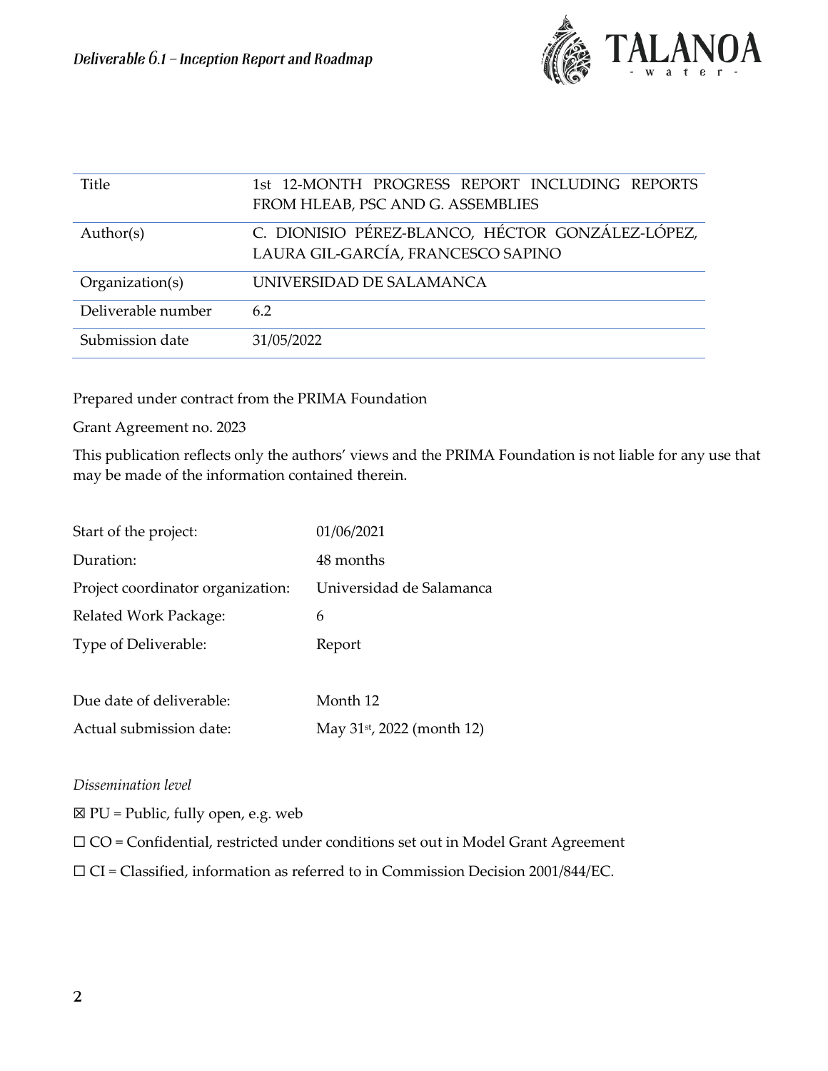| Title | 1st 12-MONTH PROGRESS REPORT INCLUDING REPORTS FROM HLEAB, PSC AND G. ASSEMBLIES |
|---|---|
| Author(s) | C. DIONISIO PÉREZ-BLANCO, HÉCTOR GONZÁLEZ-LÓPEZ, LAURA GIL-GARCÍA, FRANCESCO SAPINO |
| Organization(s) | UNIVERSIDAD DE SALAMANCA |
| Deliverable number | 6.2 |
| Submission date | 31/05/2022 |

Prepared under contract from the PRIMA Foundation

Grant Agreement no. 2023

This publication reflects only the authors' views and the PRIMA Foundation is not liable for any use that may be made of the information contained therein.

| | |
|---|---|
| Start of the project: | 01/06/2021 |
| Duration: | 48 months |
| Project coordinator organization: | Universidad de Salamanca |
| Related Work Package: | 6 |
| Type of Deliverable: | Report |
| | |
| Due date of deliverable: | Month 12 |
| Actual submission date: | May 31st, 2022 (month 12) |

*Dissemination level*

☒ PU = Public, fully open, e.g. web

☐ CO = Confidential, restricted under conditions set out in Model Grant Agreement

☐ CI = Classified, information as referred to in Commission Decision 2001/844/EC.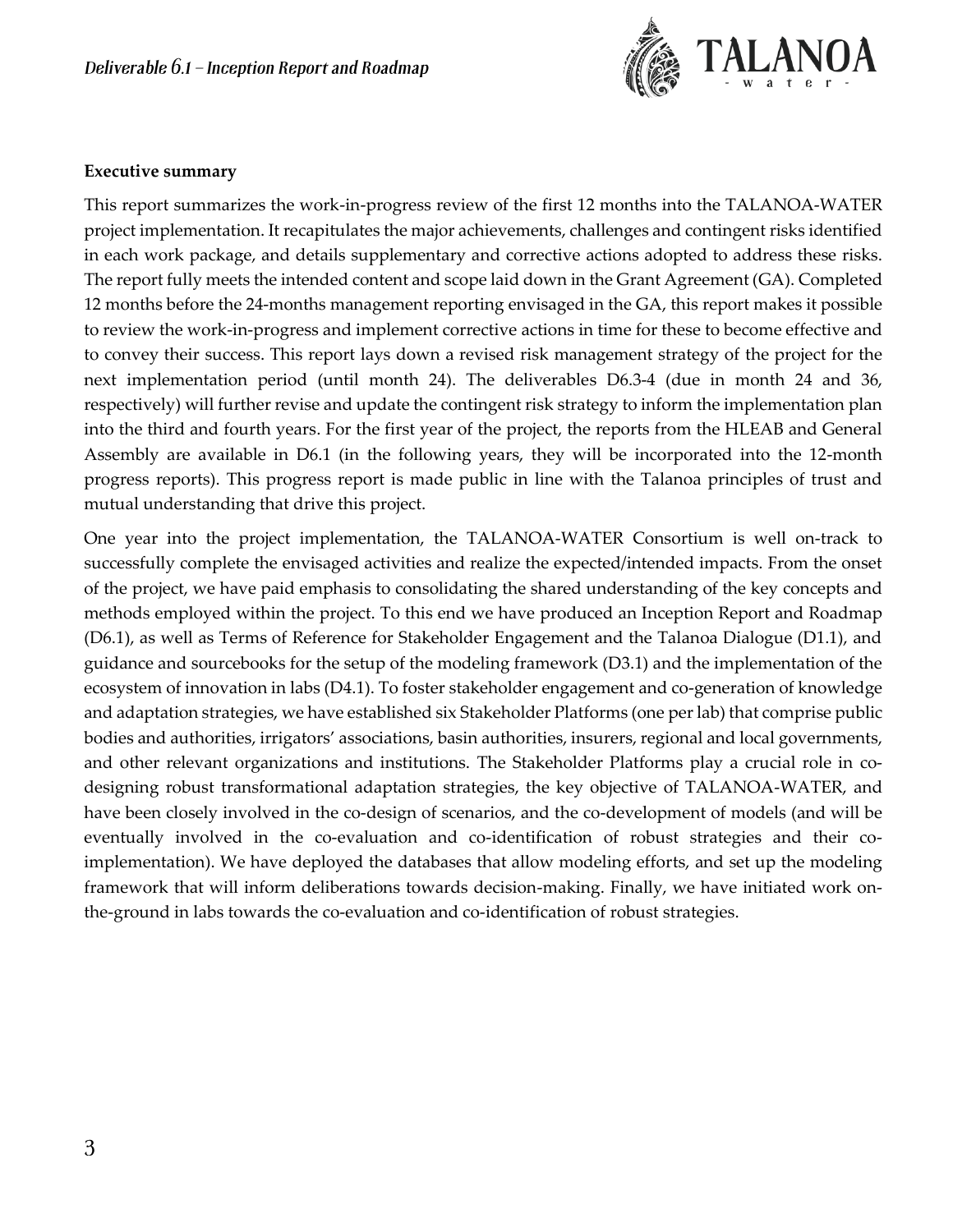**Executive summary**

This report summarizes the work-in-progress review of the first 12 months into the TALANOA-WATER project implementation. It recapitulates the major achievements, challenges and contingent risks identified in each work package, and details supplementary and corrective actions adopted to address these risks. The report fully meets the intended content and scope laid down in the Grant Agreement (GA). Completed 12 months before the 24-months management reporting envisaged in the GA, this report makes it possible to review the work-in-progress and implement corrective actions in time for these to become effective and to convey their success. This report lays down a revised risk management strategy of the project for the next implementation period (until month 24). The deliverables D6.3-4 (due in month 24 and 36, respectively) will further revise and update the contingent risk strategy to inform the implementation plan into the third and fourth years. For the first year of the project, the reports from the HLEAB and General Assembly are available in D6.1 (in the following years, they will be incorporated into the 12-month progress reports). This progress report is made public in line with the Talanoa principles of trust and mutual understanding that drive this project.

One year into the project implementation, the TALANOA-WATER Consortium is well on-track to successfully complete the envisaged activities and realize the expected/intended impacts. From the onset of the project, we have paid emphasis to consolidating the shared understanding of the key concepts and methods employed within the project. To this end we have produced an Inception Report and Roadmap (D6.1), as well as Terms of Reference for Stakeholder Engagement and the Talanoa Dialogue (D1.1), and guidance and sourcebooks for the setup of the modeling framework (D3.1) and the implementation of the ecosystem of innovation in labs (D4.1). To foster stakeholder engagement and co-generation of knowledge and adaptation strategies, we have established six Stakeholder Platforms (one per lab) that comprise public bodies and authorities, irrigators' associations, basin authorities, insurers, regional and local governments, and other relevant organizations and institutions. The Stakeholder Platforms play a crucial role in co-designing robust transformational adaptation strategies, the key objective of TALANOA-WATER, and have been closely involved in the co-design of scenarios, and the co-development of models (and will be eventually involved in the co-evaluation and co-identification of robust strategies and their co-implementation). We have deployed the databases that allow modeling efforts, and set up the modeling framework that will inform deliberations towards decision-making. Finally, we have initiated work on-the-ground in labs towards the co-evaluation and co-identification of robust strategies.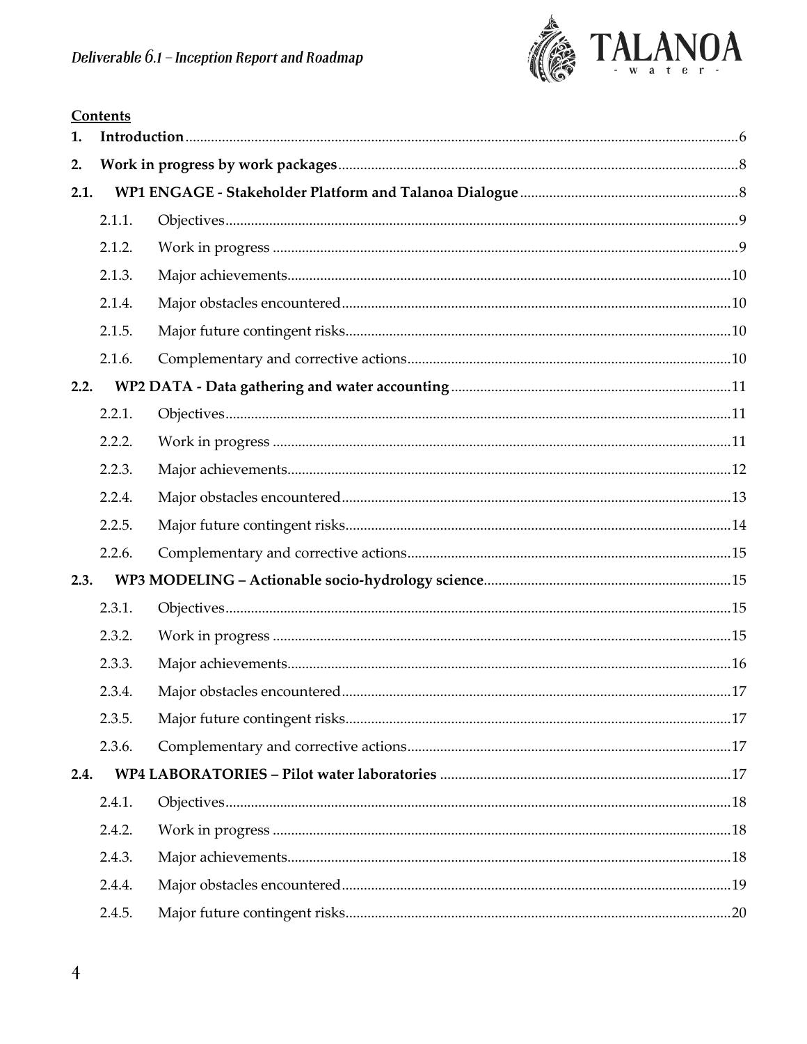**Contents**

1. **Introduction** ..... 6
2. **Work in progress by work packages** ..... 8

**2.1. WP1 ENGAGE - Stakeholder Platform and Talanoa Dialogue** ..... 8

- 2.1.1. Objectives ..... 9
- 2.1.2. Work in progress ..... 9
- 2.1.3. Major achievements ..... 10
- 2.1.4. Major obstacles encountered ..... 10
- 2.1.5. Major future contingent risks ..... 10
- 2.1.6. Complementary and corrective actions ..... 10

**2.2. WP2 DATA - Data gathering and water accounting** ..... 11

- 2.2.1. Objectives ..... 11
- 2.2.2. Work in progress ..... 11
- 2.2.3. Major achievements ..... 12
- 2.2.4. Major obstacles encountered ..... 13
- 2.2.5. Major future contingent risks ..... 14
- 2.2.6. Complementary and corrective actions ..... 15

**2.3. WP3 MODELING – Actionable socio-hydrology science** ..... 15

- 2.3.1. Objectives ..... 15
- 2.3.2. Work in progress ..... 15
- 2.3.3. Major achievements ..... 16
- 2.3.4. Major obstacles encountered ..... 17
- 2.3.5. Major future contingent risks ..... 17
- 2.3.6. Complementary and corrective actions ..... 17

**2.4. WP4 LABORATORIES – Pilot water laboratories** ..... 17

- 2.4.1. Objectives ..... 18
- 2.4.2. Work in progress ..... 18
- 2.4.3. Major achievements ..... 18
- 2.4.4. Major obstacles encountered ..... 19
- 2.4.5. Major future contingent risks ..... 20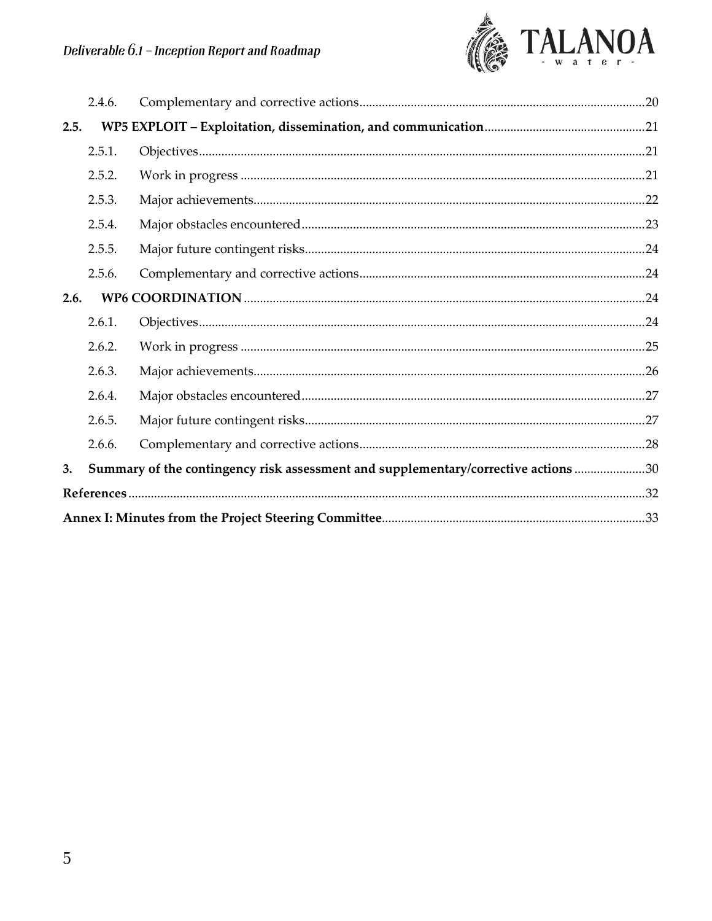2.4.6. Complementary and corrective actions ........ 20

**2.5. WP5 EXPLOIT – Exploitation, dissemination, and communication** ........ 21

2.5.1. Objectives ........ 21

2.5.2. Work in progress ........ 21

2.5.3. Major achievements ........ 22

2.5.4. Major obstacles encountered ........ 23

2.5.5. Major future contingent risks ........ 24

2.5.6. Complementary and corrective actions ........ 24

**2.6. WP6 COORDINATION** ........ 24

2.6.1. Objectives ........ 24

2.6.2. Work in progress ........ 25

2.6.3. Major achievements ........ 26

2.6.4. Major obstacles encountered ........ 27

2.6.5. Major future contingent risks ........ 27

2.6.6. Complementary and corrective actions ........ 28

**3. Summary of the contingency risk assessment and supplementary/corrective actions** ........ 30

**References** ........ 32

**Annex I: Minutes from the Project Steering Committee** ........ 33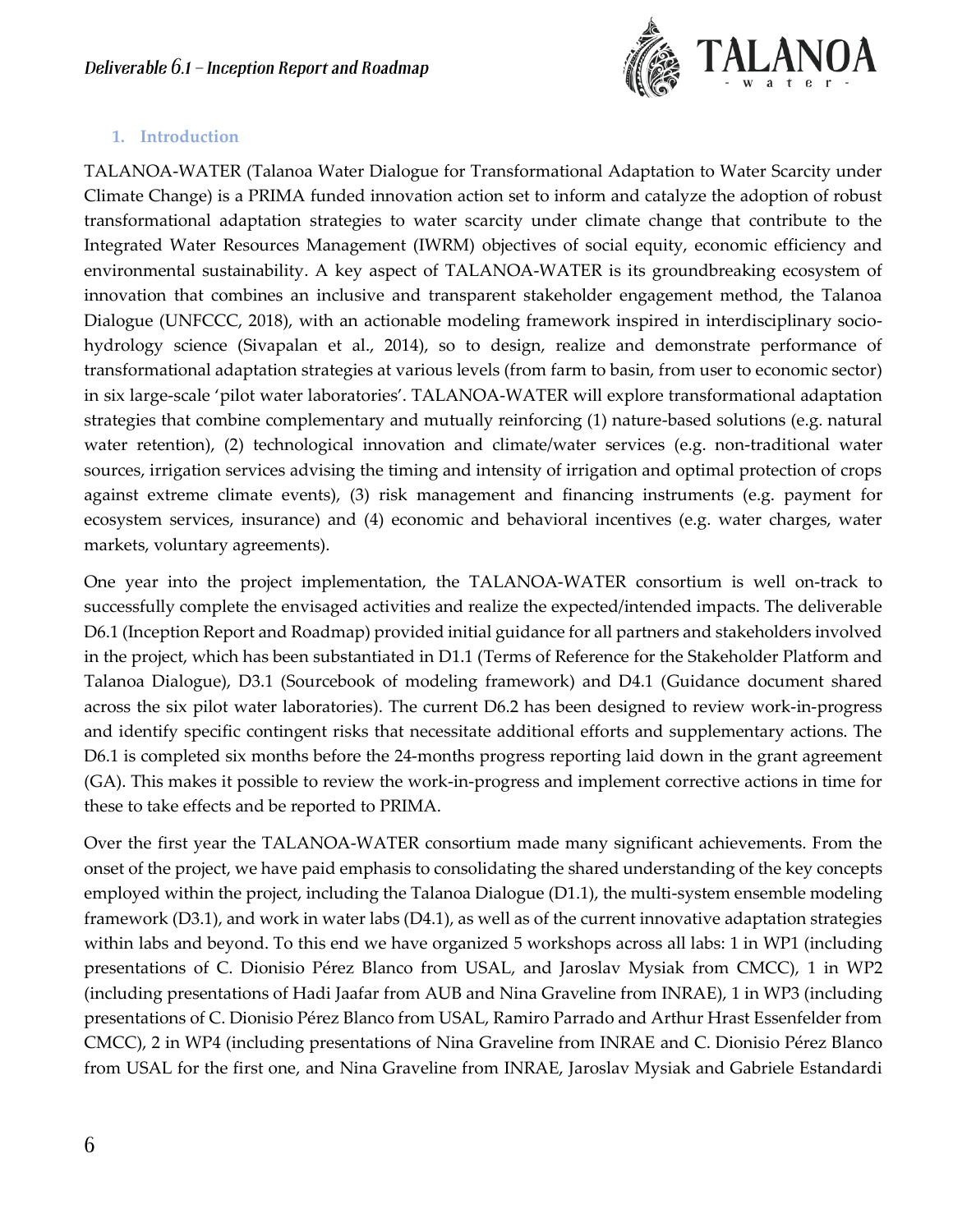## 1. Introduction

TALANOA-WATER (Talanoa Water Dialogue for Transformational Adaptation to Water Scarcity under Climate Change) is a PRIMA funded innovation action set to inform and catalyze the adoption of robust transformational adaptation strategies to water scarcity under climate change that contribute to the Integrated Water Resources Management (IWRM) objectives of social equity, economic efficiency and environmental sustainability. A key aspect of TALANOA-WATER is its groundbreaking ecosystem of innovation that combines an inclusive and transparent stakeholder engagement method, the Talanoa Dialogue (UNFCCC, 2018), with an actionable modeling framework inspired in interdisciplinary socio-hydrology science (Sivapalan et al., 2014), so to design, realize and demonstrate performance of transformational adaptation strategies at various levels (from farm to basin, from user to economic sector) in six large-scale 'pilot water laboratories'. TALANOA-WATER will explore transformational adaptation strategies that combine complementary and mutually reinforcing (1) nature-based solutions (e.g. natural water retention), (2) technological innovation and climate/water services (e.g. non-traditional water sources, irrigation services advising the timing and intensity of irrigation and optimal protection of crops against extreme climate events), (3) risk management and financing instruments (e.g. payment for ecosystem services, insurance) and (4) economic and behavioral incentives (e.g. water charges, water markets, voluntary agreements).

One year into the project implementation, the TALANOA-WATER consortium is well on-track to successfully complete the envisaged activities and realize the expected/intended impacts. The deliverable D6.1 (Inception Report and Roadmap) provided initial guidance for all partners and stakeholders involved in the project, which has been substantiated in D1.1 (Terms of Reference for the Stakeholder Platform and Talanoa Dialogue), D3.1 (Sourcebook of modeling framework) and D4.1 (Guidance document shared across the six pilot water laboratories). The current D6.2 has been designed to review work-in-progress and identify specific contingent risks that necessitate additional efforts and supplementary actions. The D6.1 is completed six months before the 24-months progress reporting laid down in the grant agreement (GA). This makes it possible to review the work-in-progress and implement corrective actions in time for these to take effects and be reported to PRIMA.

Over the first year the TALANOA-WATER consortium made many significant achievements. From the onset of the project, we have paid emphasis to consolidating the shared understanding of the key concepts employed within the project, including the Talanoa Dialogue (D1.1), the multi-system ensemble modeling framework (D3.1), and work in water labs (D4.1), as well as of the current innovative adaptation strategies within labs and beyond. To this end we have organized 5 workshops across all labs: 1 in WP1 (including presentations of C. Dionisio Pérez Blanco from USAL, and Jaroslav Mysiak from CMCC), 1 in WP2 (including presentations of Hadi Jaafar from AUB and Nina Graveline from INRAE), 1 in WP3 (including presentations of C. Dionisio Pérez Blanco from USAL, Ramiro Parrado and Arthur Hrast Essenfelder from CMCC), 2 in WP4 (including presentations of Nina Graveline from INRAE and C. Dionisio Pérez Blanco from USAL for the first one, and Nina Graveline from INRAE, Jaroslav Mysiak and Gabriele Estandardi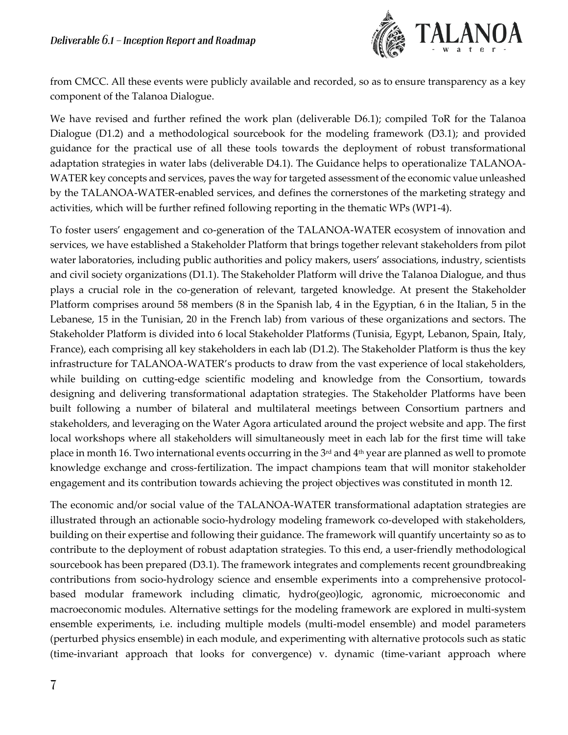from CMCC. All these events were publicly available and recorded, so as to ensure transparency as a key component of the Talanoa Dialogue.

We have revised and further refined the work plan (deliverable D6.1); compiled ToR for the Talanoa Dialogue (D1.2) and a methodological sourcebook for the modeling framework (D3.1); and provided guidance for the practical use of all these tools towards the deployment of robust transformational adaptation strategies in water labs (deliverable D4.1). The Guidance helps to operationalize TALANOA-WATER key concepts and services, paves the way for targeted assessment of the economic value unleashed by the TALANOA-WATER-enabled services, and defines the cornerstones of the marketing strategy and activities, which will be further refined following reporting in the thematic WPs (WP1-4).

To foster users' engagement and co-generation of the TALANOA-WATER ecosystem of innovation and services, we have established a Stakeholder Platform that brings together relevant stakeholders from pilot water laboratories, including public authorities and policy makers, users' associations, industry, scientists and civil society organizations (D1.1). The Stakeholder Platform will drive the Talanoa Dialogue, and thus plays a crucial role in the co-generation of relevant, targeted knowledge. At present the Stakeholder Platform comprises around 58 members (8 in the Spanish lab, 4 in the Egyptian, 6 in the Italian, 5 in the Lebanese, 15 in the Tunisian, 20 in the French lab) from various of these organizations and sectors. The Stakeholder Platform is divided into 6 local Stakeholder Platforms (Tunisia, Egypt, Lebanon, Spain, Italy, France), each comprising all key stakeholders in each lab (D1.2). The Stakeholder Platform is thus the key infrastructure for TALANOA-WATER's products to draw from the vast experience of local stakeholders, while building on cutting-edge scientific modeling and knowledge from the Consortium, towards designing and delivering transformational adaptation strategies. The Stakeholder Platforms have been built following a number of bilateral and multilateral meetings between Consortium partners and stakeholders, and leveraging on the Water Agora articulated around the project website and app. The first local workshops where all stakeholders will simultaneously meet in each lab for the first time will take place in month 16. Two international events occurring in the 3rd and 4th year are planned as well to promote knowledge exchange and cross-fertilization. The impact champions team that will monitor stakeholder engagement and its contribution towards achieving the project objectives was constituted in month 12.

The economic and/or social value of the TALANOA-WATER transformational adaptation strategies are illustrated through an actionable socio-hydrology modeling framework co-developed with stakeholders, building on their expertise and following their guidance. The framework will quantify uncertainty so as to contribute to the deployment of robust adaptation strategies. To this end, a user-friendly methodological sourcebook has been prepared (D3.1). The framework integrates and complements recent groundbreaking contributions from socio-hydrology science and ensemble experiments into a comprehensive protocol-based modular framework including climatic, hydro(geo)logic, agronomic, microeconomic and macroeconomic modules. Alternative settings for the modeling framework are explored in multi-system ensemble experiments, i.e. including multiple models (multi-model ensemble) and model parameters (perturbed physics ensemble) in each module, and experimenting with alternative protocols such as static (time-invariant approach that looks for convergence) v. dynamic (time-variant approach where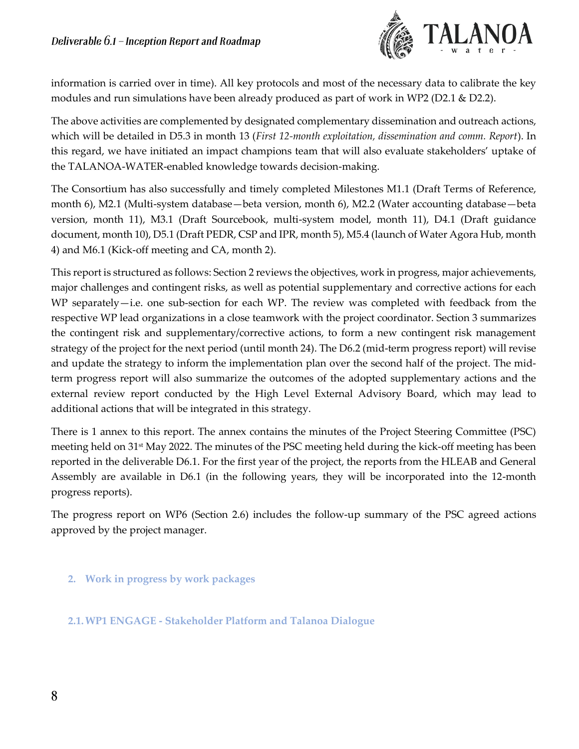information is carried over in time). All key protocols and most of the necessary data to calibrate the key modules and run simulations have been already produced as part of work in WP2 (D2.1 & D2.2).

The above activities are complemented by designated complementary dissemination and outreach actions, which will be detailed in D5.3 in month 13 (*First 12-month exploitation, dissemination and comm. Report*). In this regard, we have initiated an impact champions team that will also evaluate stakeholders' uptake of the TALANOA-WATER-enabled knowledge towards decision-making.

The Consortium has also successfully and timely completed Milestones M1.1 (Draft Terms of Reference, month 6), M2.1 (Multi-system database—beta version, month 6), M2.2 (Water accounting database—beta version, month 11), M3.1 (Draft Sourcebook, multi-system model, month 11), D4.1 (Draft guidance document, month 10), D5.1 (Draft PEDR, CSP and IPR, month 5), M5.4 (launch of Water Agora Hub, month 4) and M6.1 (Kick-off meeting and CA, month 2).

This report is structured as follows: Section 2 reviews the objectives, work in progress, major achievements, major challenges and contingent risks, as well as potential supplementary and corrective actions for each WP separately—i.e. one sub-section for each WP. The review was completed with feedback from the respective WP lead organizations in a close teamwork with the project coordinator. Section 3 summarizes the contingent risk and supplementary/corrective actions, to form a new contingent risk management strategy of the project for the next period (until month 24). The D6.2 (mid-term progress report) will revise and update the strategy to inform the implementation plan over the second half of the project. The mid-term progress report will also summarize the outcomes of the adopted supplementary actions and the external review report conducted by the High Level External Advisory Board, which may lead to additional actions that will be integrated in this strategy.

There is 1 annex to this report. The annex contains the minutes of the Project Steering Committee (PSC) meeting held on 31st May 2022. The minutes of the PSC meeting held during the kick-off meeting has been reported in the deliverable D6.1. For the first year of the project, the reports from the HLEAB and General Assembly are available in D6.1 (in the following years, they will be incorporated into the 12-month progress reports).

The progress report on WP6 (Section 2.6) includes the follow-up summary of the PSC agreed actions approved by the project manager.

## 2. Work in progress by work packages

### 2.1. WP1 ENGAGE - Stakeholder Platform and Talanoa Dialogue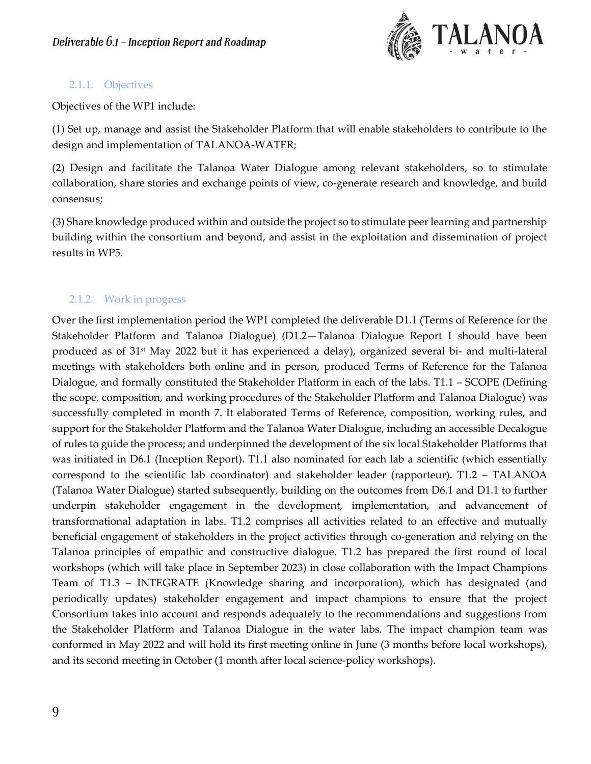#### 2.1.1. Objectives

Objectives of the WP1 include:

(1) Set up, manage and assist the Stakeholder Platform that will enable stakeholders to contribute to the design and implementation of TALANOA-WATER;

(2) Design and facilitate the Talanoa Water Dialogue among relevant stakeholders, so to stimulate collaboration, share stories and exchange points of view, co-generate research and knowledge, and build consensus;

(3) Share knowledge produced within and outside the project so to stimulate peer learning and partnership building within the consortium and beyond, and assist in the exploitation and dissemination of project results in WP5.

#### 2.1.2. Work in progress

Over the first implementation period the WP1 completed the deliverable D1.1 (Terms of Reference for the Stakeholder Platform and Talanoa Dialogue) (D1.2—Talanoa Dialogue Report I should have been produced as of 31st May 2022 but it has experienced a delay), organized several bi- and multi-lateral meetings with stakeholders both online and in person, produced Terms of Reference for the Talanoa Dialogue, and formally constituted the Stakeholder Platform in each of the labs. T1.1 – SCOPE (Defining the scope, composition, and working procedures of the Stakeholder Platform and Talanoa Dialogue) was successfully completed in month 7. It elaborated Terms of Reference, composition, working rules, and support for the Stakeholder Platform and the Talanoa Water Dialogue, including an accessible Decalogue of rules to guide the process; and underpinned the development of the six local Stakeholder Platforms that was initiated in D6.1 (Inception Report). T1.1 also nominated for each lab a scientific (which essentially correspond to the scientific lab coordinator) and stakeholder leader (rapporteur). T1.2 – TALANOA (Talanoa Water Dialogue) started subsequently, building on the outcomes from D6.1 and D1.1 to further underpin stakeholder engagement in the development, implementation, and advancement of transformational adaptation in labs. T1.2 comprises all activities related to an effective and mutually beneficial engagement of stakeholders in the project activities through co-generation and relying on the Talanoa principles of empathic and constructive dialogue. T1.2 has prepared the first round of local workshops (which will take place in September 2023) in close collaboration with the Impact Champions Team of T1.3 – INTEGRATE (Knowledge sharing and incorporation), which has designated (and periodically updates) stakeholder engagement and impact champions to ensure that the project Consortium takes into account and responds adequately to the recommendations and suggestions from the Stakeholder Platform and Talanoa Dialogue in the water labs. The impact champion team was conformed in May 2022 and will hold its first meeting online in June (3 months before local workshops), and its second meeting in October (1 month after local science-policy workshops).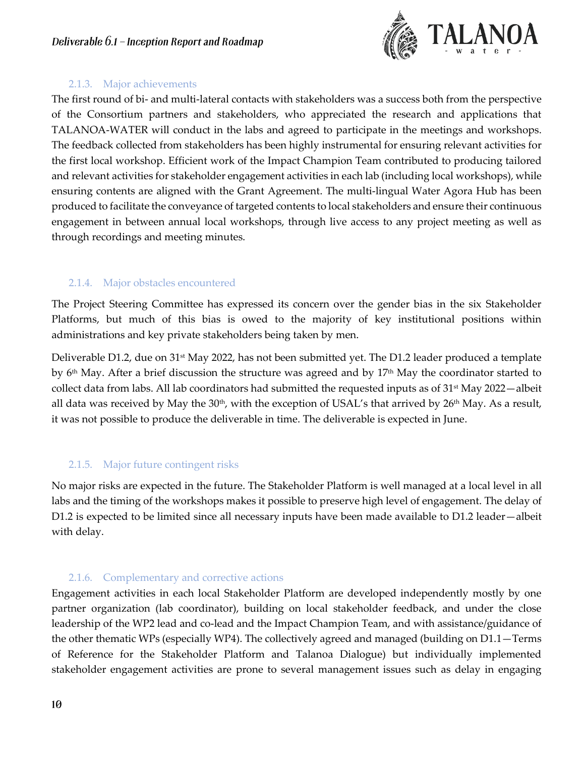#### 2.1.3. Major achievements

The first round of bi- and multi-lateral contacts with stakeholders was a success both from the perspective of the Consortium partners and stakeholders, who appreciated the research and applications that TALANOA-WATER will conduct in the labs and agreed to participate in the meetings and workshops. The feedback collected from stakeholders has been highly instrumental for ensuring relevant activities for the first local workshop. Efficient work of the Impact Champion Team contributed to producing tailored and relevant activities for stakeholder engagement activities in each lab (including local workshops), while ensuring contents are aligned with the Grant Agreement. The multi-lingual Water Agora Hub has been produced to facilitate the conveyance of targeted contents to local stakeholders and ensure their continuous engagement in between annual local workshops, through live access to any project meeting as well as through recordings and meeting minutes.

#### 2.1.4. Major obstacles encountered

The Project Steering Committee has expressed its concern over the gender bias in the six Stakeholder Platforms, but much of this bias is owed to the majority of key institutional positions within administrations and key private stakeholders being taken by men.

Deliverable D1.2, due on 31st May 2022, has not been submitted yet. The D1.2 leader produced a template by 6th May. After a brief discussion the structure was agreed and by 17th May the coordinator started to collect data from labs. All lab coordinators had submitted the requested inputs as of 31st May 2022—albeit all data was received by May the 30th, with the exception of USAL's that arrived by 26th May. As a result, it was not possible to produce the deliverable in time. The deliverable is expected in June.

#### 2.1.5. Major future contingent risks

No major risks are expected in the future. The Stakeholder Platform is well managed at a local level in all labs and the timing of the workshops makes it possible to preserve high level of engagement. The delay of D1.2 is expected to be limited since all necessary inputs have been made available to D1.2 leader—albeit with delay.

#### 2.1.6. Complementary and corrective actions

Engagement activities in each local Stakeholder Platform are developed independently mostly by one partner organization (lab coordinator), building on local stakeholder feedback, and under the close leadership of the WP2 lead and co-lead and the Impact Champion Team, and with assistance/guidance of the other thematic WPs (especially WP4). The collectively agreed and managed (building on D1.1—Terms of Reference for the Stakeholder Platform and Talanoa Dialogue) but individually implemented stakeholder engagement activities are prone to several management issues such as delay in engaging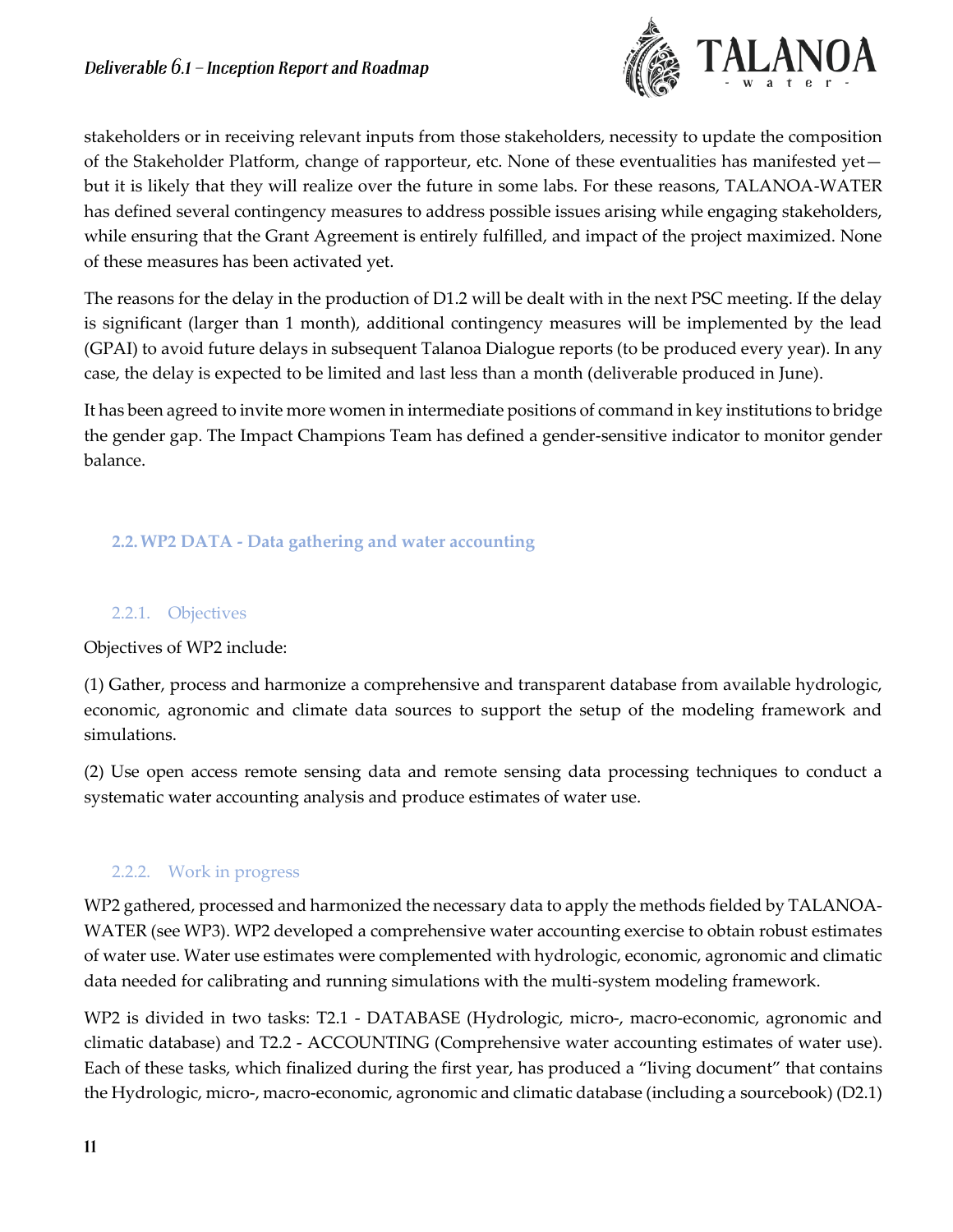stakeholders or in receiving relevant inputs from those stakeholders, necessity to update the composition of the Stakeholder Platform, change of rapporteur, etc. None of these eventualities has manifested yet—but it is likely that they will realize over the future in some labs. For these reasons, TALANOA-WATER has defined several contingency measures to address possible issues arising while engaging stakeholders, while ensuring that the Grant Agreement is entirely fulfilled, and impact of the project maximized. None of these measures has been activated yet.

The reasons for the delay in the production of D1.2 will be dealt with in the next PSC meeting. If the delay is significant (larger than 1 month), additional contingency measures will be implemented by the lead (GPAI) to avoid future delays in subsequent Talanoa Dialogue reports (to be produced every year). In any case, the delay is expected to be limited and last less than a month (deliverable produced in June).

It has been agreed to invite more women in intermediate positions of command in key institutions to bridge the gender gap. The Impact Champions Team has defined a gender-sensitive indicator to monitor gender balance.

## 2.2. WP2 DATA - Data gathering and water accounting

### 2.2.1. Objectives

Objectives of WP2 include:

(1) Gather, process and harmonize a comprehensive and transparent database from available hydrologic, economic, agronomic and climate data sources to support the setup of the modeling framework and simulations.

(2) Use open access remote sensing data and remote sensing data processing techniques to conduct a systematic water accounting analysis and produce estimates of water use.

### 2.2.2. Work in progress

WP2 gathered, processed and harmonized the necessary data to apply the methods fielded by TALANOA-WATER (see WP3). WP2 developed a comprehensive water accounting exercise to obtain robust estimates of water use. Water use estimates were complemented with hydrologic, economic, agronomic and climatic data needed for calibrating and running simulations with the multi-system modeling framework.

WP2 is divided in two tasks: T2.1 - DATABASE (Hydrologic, micro-, macro-economic, agronomic and climatic database) and T2.2 - ACCOUNTING (Comprehensive water accounting estimates of water use). Each of these tasks, which finalized during the first year, has produced a "living document" that contains the Hydrologic, micro-, macro-economic, agronomic and climatic database (including a sourcebook) (D2.1)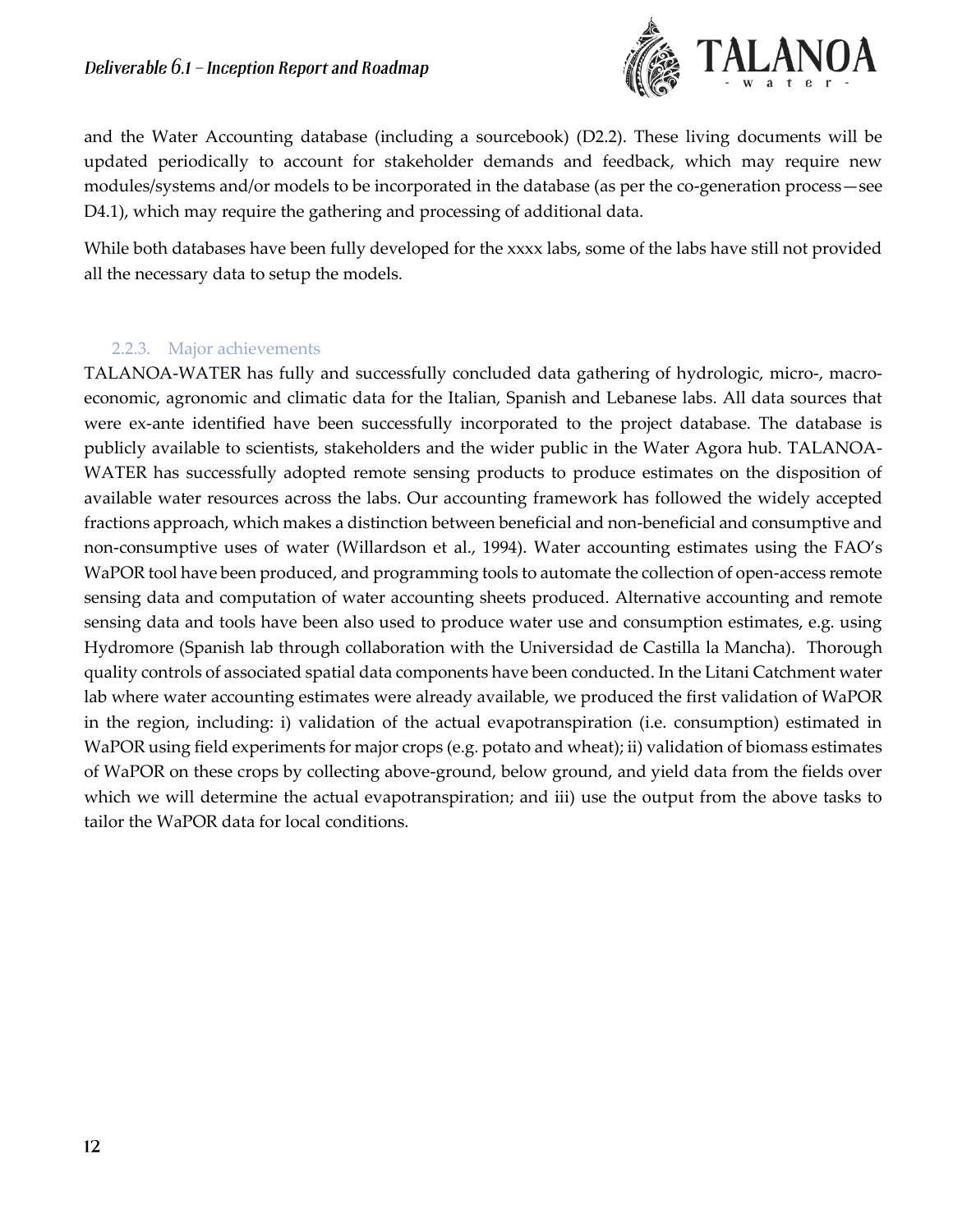and the Water Accounting database (including a sourcebook) (D2.2). These living documents will be updated periodically to account for stakeholder demands and feedback, which may require new modules/systems and/or models to be incorporated in the database (as per the co-generation process—see D4.1), which may require the gathering and processing of additional data.

While both databases have been fully developed for the xxxx labs, some of the labs have still not provided all the necessary data to setup the models.

### 2.2.3. Major achievements

TALANOA-WATER has fully and successfully concluded data gathering of hydrologic, micro-, macro-economic, agronomic and climatic data for the Italian, Spanish and Lebanese labs. All data sources that were ex-ante identified have been successfully incorporated to the project database. The database is publicly available to scientists, stakeholders and the wider public in the Water Agora hub. TALANOA-WATER has successfully adopted remote sensing products to produce estimates on the disposition of available water resources across the labs. Our accounting framework has followed the widely accepted fractions approach, which makes a distinction between beneficial and non-beneficial and consumptive and non-consumptive uses of water (Willardson et al., 1994). Water accounting estimates using the FAO's WaPOR tool have been produced, and programming tools to automate the collection of open-access remote sensing data and computation of water accounting sheets produced. Alternative accounting and remote sensing data and tools have been also used to produce water use and consumption estimates, e.g. using Hydromore (Spanish lab through collaboration with the Universidad de Castilla la Mancha). Thorough quality controls of associated spatial data components have been conducted. In the Litani Catchment water lab where water accounting estimates were already available, we produced the first validation of WaPOR in the region, including: i) validation of the actual evapotranspiration (i.e. consumption) estimated in WaPOR using field experiments for major crops (e.g. potato and wheat); ii) validation of biomass estimates of WaPOR on these crops by collecting above-ground, below ground, and yield data from the fields over which we will determine the actual evapotranspiration; and iii) use the output from the above tasks to tailor the WaPOR data for local conditions.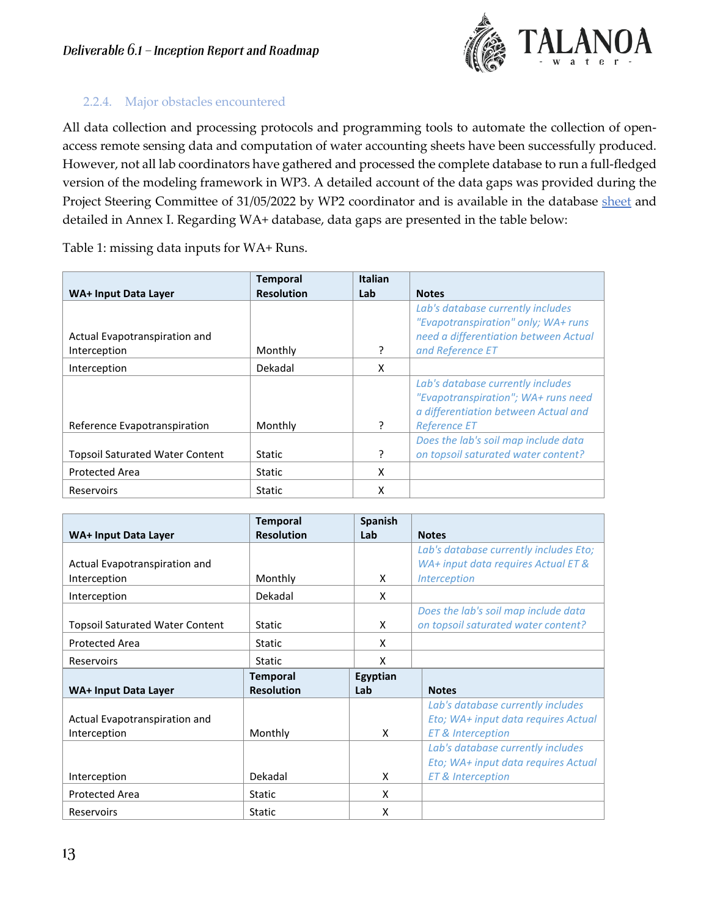### 2.2.4. Major obstacles encountered

All data collection and processing protocols and programming tools to automate the collection of open-access remote sensing data and computation of water accounting sheets have been successfully produced. However, not all lab coordinators have gathered and processed the complete database to run a full-fledged version of the modeling framework in WP3. A detailed account of the data gaps was provided during the Project Steering Committee of 31/05/2022 by WP2 coordinator and is available in the database sheet and detailed in Annex I. Regarding WA+ database, data gaps are presented in the table below:

Table 1: missing data inputs for WA+ Runs.

| WA+ Input Data Layer | Temporal Resolution | Italian Lab | Notes |
|---|---|---|---|
| Actual Evapotranspiration and Interception | Monthly | ? | *Lab's database currently includes "Evapotranspiration" only; WA+ runs need a differentiation between Actual and Reference ET* |
| Interception | Dekadal | X | |
| Reference Evapotranspiration | Monthly | ? | *Lab's database currently includes "Evapotranspiration"; WA+ runs need a differentiation between Actual and Reference ET* |
| Topsoil Saturated Water Content | Static | ? | *Does the lab's soil map include data on topsoil saturated water content?* |
| Protected Area | Static | X | |
| Reservoirs | Static | X | |

| WA+ Input Data Layer | Temporal Resolution | Spanish Lab | Notes |
|---|---|---|---|
| Actual Evapotranspiration and Interception | Monthly | X | *Lab's database currently includes Eto; WA+ input data requires Actual ET & Interception* |
| Interception | Dekadal | X | |
| Topsoil Saturated Water Content | Static | X | *Does the lab's soil map include data on topsoil saturated water content?* |
| Protected Area | Static | X | |
| Reservoirs | Static | X | |

| WA+ Input Data Layer | Temporal Resolution | Egyptian Lab | Notes |
|---|---|---|---|
| Actual Evapotranspiration and Interception | Monthly | X | *Lab's database currently includes Eto; WA+ input data requires Actual ET & Interception* |
| Interception | Dekadal | X | *Lab's database currently includes Eto; WA+ input data requires Actual ET & Interception* |
| Protected Area | Static | X | |
| Reservoirs | Static | X | |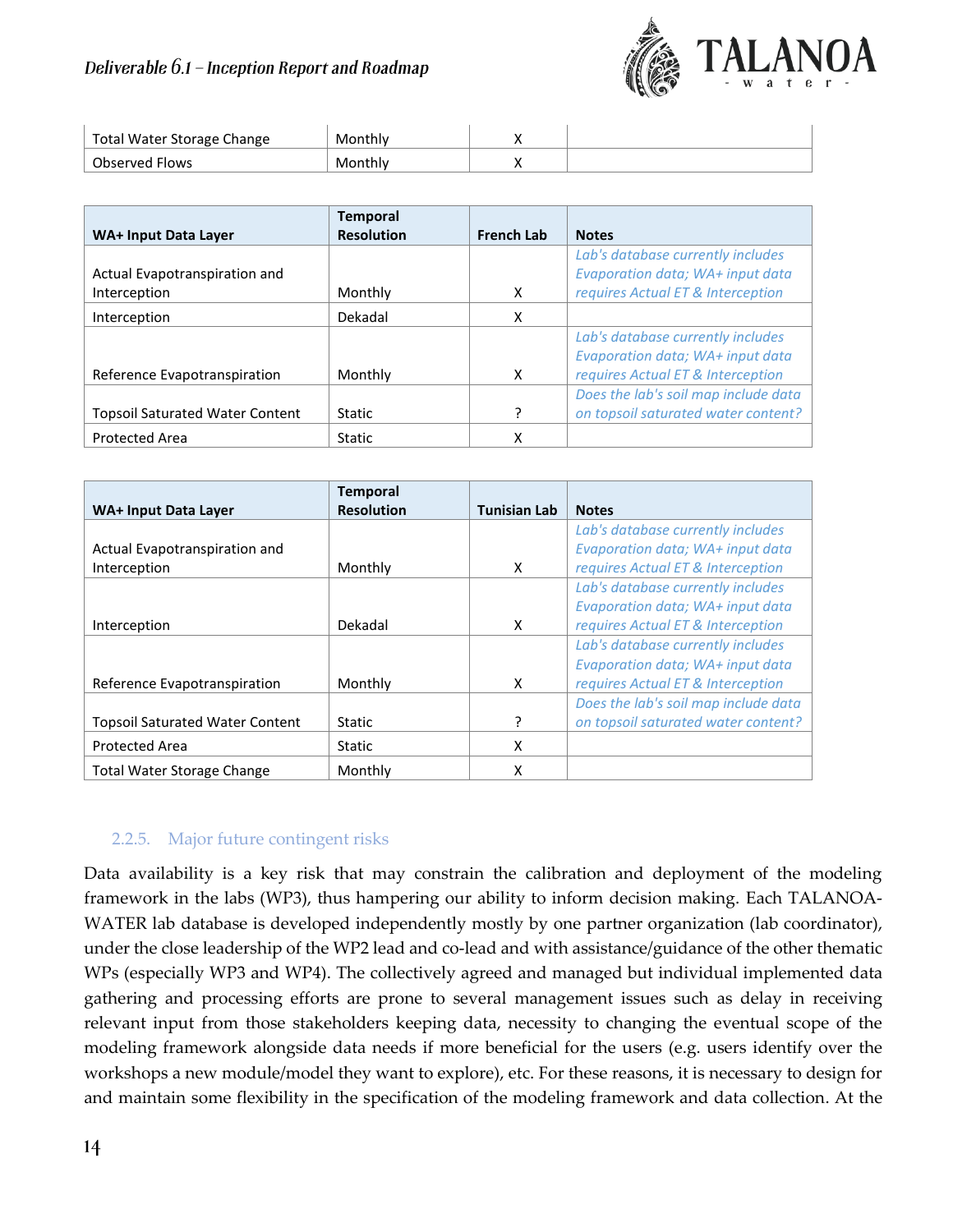| Total Water Storage Change | Monthly | X | |
|---|---|---|---|
| Observed Flows | Monthly | X | |

| WA+ Input Data Layer | Temporal Resolution | French Lab | Notes |
|---|---|---|---|
| Actual Evapotranspiration and Interception | Monthly | X | *Lab's database currently includes Evaporation data; WA+ input data requires Actual ET & Interception* |
| Interception | Dekadal | X | |
| Reference Evapotranspiration | Monthly | X | *Lab's database currently includes Evaporation data; WA+ input data requires Actual ET & Interception* |
| Topsoil Saturated Water Content | Static | ? | *Does the lab's soil map include data on topsoil saturated water content?* |
| Protected Area | Static | X | |

| WA+ Input Data Layer | Temporal Resolution | Tunisian Lab | Notes |
|---|---|---|---|
| Actual Evapotranspiration and Interception | Monthly | X | *Lab's database currently includes Evaporation data; WA+ input data requires Actual ET & Interception* |
| Interception | Dekadal | X | *Lab's database currently includes Evaporation data; WA+ input data requires Actual ET & Interception* |
| Reference Evapotranspiration | Monthly | X | *Lab's database currently includes Evaporation data; WA+ input data requires Actual ET & Interception* |
| Topsoil Saturated Water Content | Static | ? | *Does the lab's soil map include data on topsoil saturated water content?* |
| Protected Area | Static | X | |
| Total Water Storage Change | Monthly | X | |

#### 2.2.5. Major future contingent risks

Data availability is a key risk that may constrain the calibration and deployment of the modeling framework in the labs (WP3), thus hampering our ability to inform decision making. Each TALANOA-WATER lab database is developed independently mostly by one partner organization (lab coordinator), under the close leadership of the WP2 lead and co-lead and with assistance/guidance of the other thematic WPs (especially WP3 and WP4). The collectively agreed and managed but individual implemented data gathering and processing efforts are prone to several management issues such as delay in receiving relevant input from those stakeholders keeping data, necessity to changing the eventual scope of the modeling framework alongside data needs if more beneficial for the users (e.g. users identify over the workshops a new module/model they want to explore), etc. For these reasons, it is necessary to design for and maintain some flexibility in the specification of the modeling framework and data collection. At the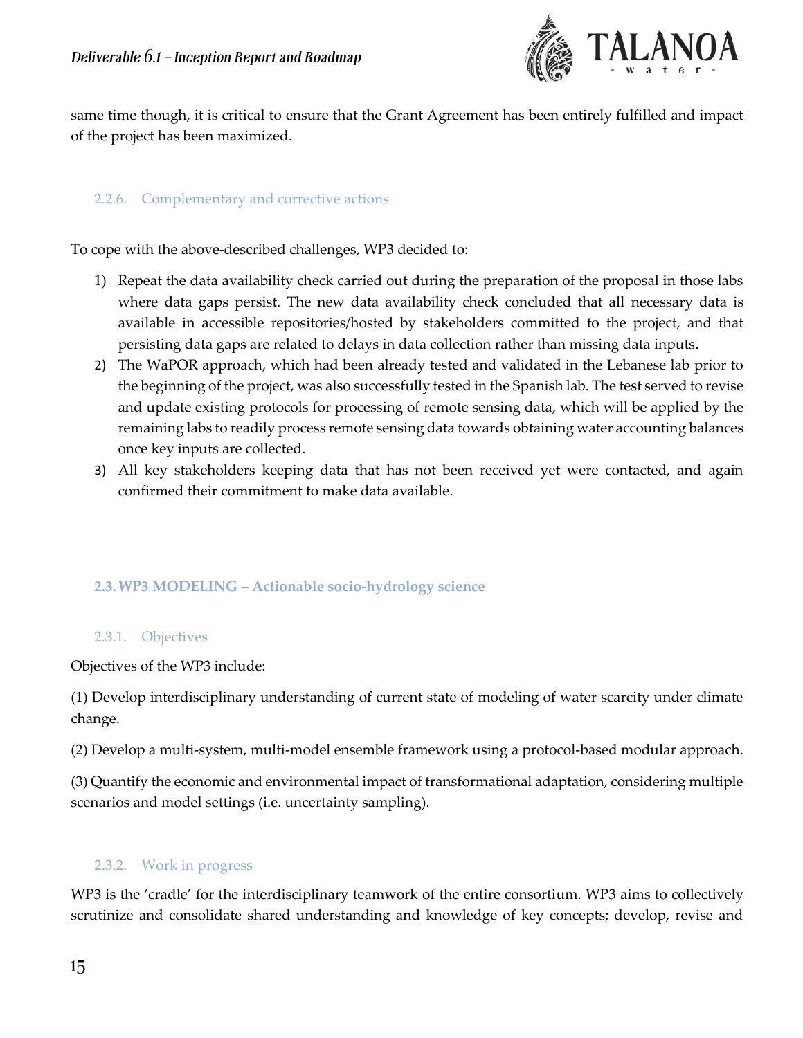same time though, it is critical to ensure that the Grant Agreement has been entirely fulfilled and impact of the project has been maximized.

#### 2.2.6. Complementary and corrective actions

To cope with the above-described challenges, WP3 decided to:

1) Repeat the data availability check carried out during the preparation of the proposal in those labs where data gaps persist. The new data availability check concluded that all necessary data is available in accessible repositories/hosted by stakeholders committed to the project, and that persisting data gaps are related to delays in data collection rather than missing data inputs.
2) The WaPOR approach, which had been already tested and validated in the Lebanese lab prior to the beginning of the project, was also successfully tested in the Spanish lab. The test served to revise and update existing protocols for processing of remote sensing data, which will be applied by the remaining labs to readily process remote sensing data towards obtaining water accounting balances once key inputs are collected.
3) All key stakeholders keeping data that has not been received yet were contacted, and again confirmed their commitment to make data available.

### 2.3. WP3 MODELING – Actionable socio-hydrology science

#### 2.3.1. Objectives

Objectives of the WP3 include:

(1) Develop interdisciplinary understanding of current state of modeling of water scarcity under climate change.

(2) Develop a multi-system, multi-model ensemble framework using a protocol-based modular approach.

(3) Quantify the economic and environmental impact of transformational adaptation, considering multiple scenarios and model settings (i.e. uncertainty sampling).

#### 2.3.2. Work in progress

WP3 is the 'cradle' for the interdisciplinary teamwork of the entire consortium. WP3 aims to collectively scrutinize and consolidate shared understanding and knowledge of key concepts; develop, revise and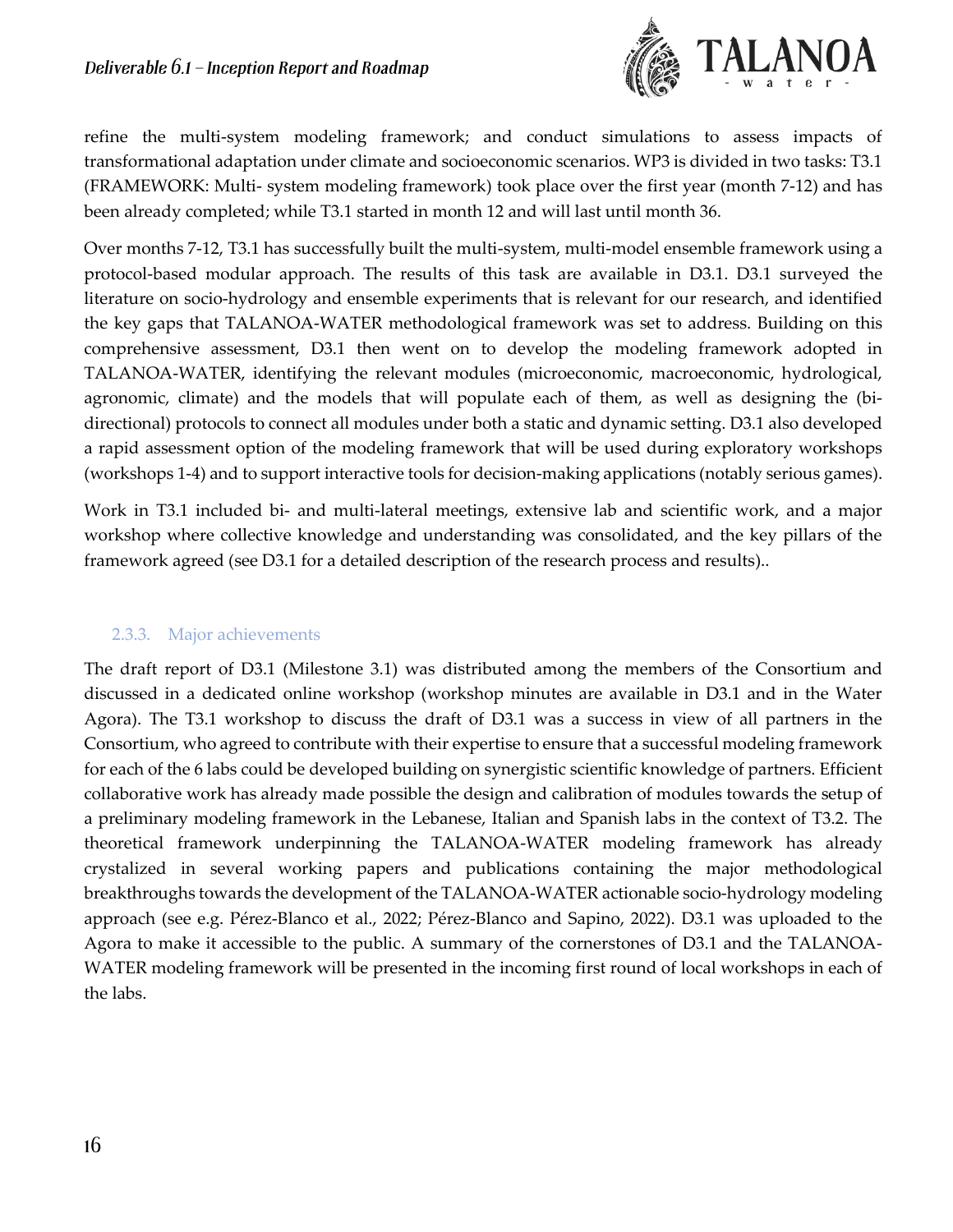refine the multi-system modeling framework; and conduct simulations to assess impacts of transformational adaptation under climate and socioeconomic scenarios. WP3 is divided in two tasks: T3.1 (FRAMEWORK: Multi- system modeling framework) took place over the first year (month 7-12) and has been already completed; while T3.1 started in month 12 and will last until month 36.

Over months 7-12, T3.1 has successfully built the multi-system, multi-model ensemble framework using a protocol-based modular approach. The results of this task are available in D3.1. D3.1 surveyed the literature on socio-hydrology and ensemble experiments that is relevant for our research, and identified the key gaps that TALANOA-WATER methodological framework was set to address. Building on this comprehensive assessment, D3.1 then went on to develop the modeling framework adopted in TALANOA-WATER, identifying the relevant modules (microeconomic, macroeconomic, hydrological, agronomic, climate) and the models that will populate each of them, as well as designing the (bi-directional) protocols to connect all modules under both a static and dynamic setting. D3.1 also developed a rapid assessment option of the modeling framework that will be used during exploratory workshops (workshops 1-4) and to support interactive tools for decision-making applications (notably serious games).

Work in T3.1 included bi- and multi-lateral meetings, extensive lab and scientific work, and a major workshop where collective knowledge and understanding was consolidated, and the key pillars of the framework agreed (see D3.1 for a detailed description of the research process and results)..

### 2.3.3. Major achievements

The draft report of D3.1 (Milestone 3.1) was distributed among the members of the Consortium and discussed in a dedicated online workshop (workshop minutes are available in D3.1 and in the Water Agora). The T3.1 workshop to discuss the draft of D3.1 was a success in view of all partners in the Consortium, who agreed to contribute with their expertise to ensure that a successful modeling framework for each of the 6 labs could be developed building on synergistic scientific knowledge of partners. Efficient collaborative work has already made possible the design and calibration of modules towards the setup of a preliminary modeling framework in the Lebanese, Italian and Spanish labs in the context of T3.2. The theoretical framework underpinning the TALANOA-WATER modeling framework has already crystalized in several working papers and publications containing the major methodological breakthroughs towards the development of the TALANOA-WATER actionable socio-hydrology modeling approach (see e.g. Pérez-Blanco et al., 2022; Pérez-Blanco and Sapino, 2022). D3.1 was uploaded to the Agora to make it accessible to the public. A summary of the cornerstones of D3.1 and the TALANOA-WATER modeling framework will be presented in the incoming first round of local workshops in each of the labs.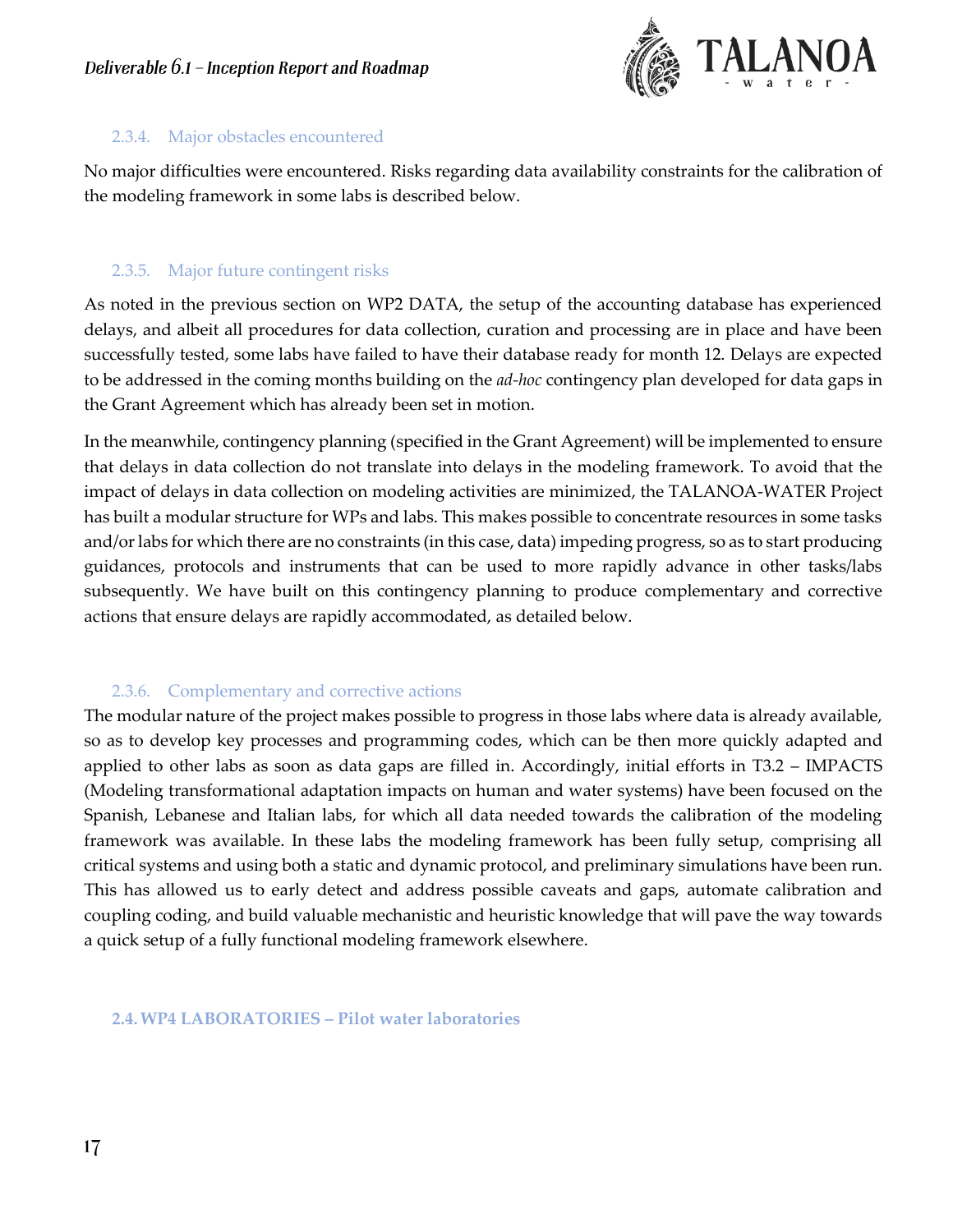#### 2.3.4. Major obstacles encountered

No major difficulties were encountered. Risks regarding data availability constraints for the calibration of the modeling framework in some labs is described below.

#### 2.3.5. Major future contingent risks

As noted in the previous section on WP2 DATA, the setup of the accounting database has experienced delays, and albeit all procedures for data collection, curation and processing are in place and have been successfully tested, some labs have failed to have their database ready for month 12. Delays are expected to be addressed in the coming months building on the *ad-hoc* contingency plan developed for data gaps in the Grant Agreement which has already been set in motion.

In the meanwhile, contingency planning (specified in the Grant Agreement) will be implemented to ensure that delays in data collection do not translate into delays in the modeling framework. To avoid that the impact of delays in data collection on modeling activities are minimized, the TALANOA-WATER Project has built a modular structure for WPs and labs. This makes possible to concentrate resources in some tasks and/or labs for which there are no constraints (in this case, data) impeding progress, so as to start producing guidances, protocols and instruments that can be used to more rapidly advance in other tasks/labs subsequently. We have built on this contingency planning to produce complementary and corrective actions that ensure delays are rapidly accommodated, as detailed below.

#### 2.3.6. Complementary and corrective actions

The modular nature of the project makes possible to progress in those labs where data is already available, so as to develop key processes and programming codes, which can be then more quickly adapted and applied to other labs as soon as data gaps are filled in. Accordingly, initial efforts in T3.2 – IMPACTS (Modeling transformational adaptation impacts on human and water systems) have been focused on the Spanish, Lebanese and Italian labs, for which all data needed towards the calibration of the modeling framework was available. In these labs the modeling framework has been fully setup, comprising all critical systems and using both a static and dynamic protocol, and preliminary simulations have been run. This has allowed us to early detect and address possible caveats and gaps, automate calibration and coupling coding, and build valuable mechanistic and heuristic knowledge that will pave the way towards a quick setup of a fully functional modeling framework elsewhere.

### 2.4. WP4 LABORATORIES – Pilot water laboratories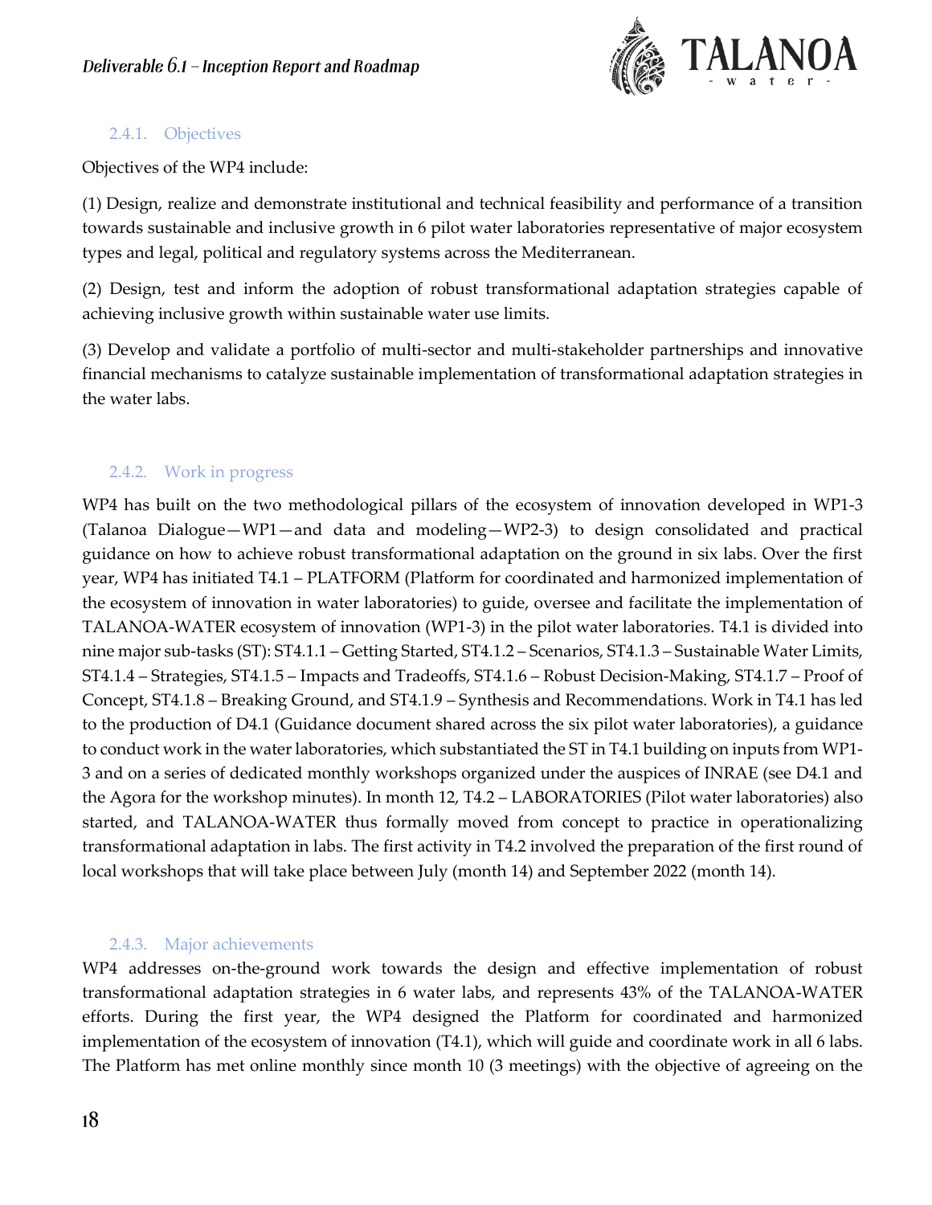### 2.4.1. Objectives

Objectives of the WP4 include:

(1) Design, realize and demonstrate institutional and technical feasibility and performance of a transition towards sustainable and inclusive growth in 6 pilot water laboratories representative of major ecosystem types and legal, political and regulatory systems across the Mediterranean.

(2) Design, test and inform the adoption of robust transformational adaptation strategies capable of achieving inclusive growth within sustainable water use limits.

(3) Develop and validate a portfolio of multi-sector and multi-stakeholder partnerships and innovative financial mechanisms to catalyze sustainable implementation of transformational adaptation strategies in the water labs.

### 2.4.2. Work in progress

WP4 has built on the two methodological pillars of the ecosystem of innovation developed in WP1-3 (Talanoa Dialogue—WP1—and data and modeling—WP2-3) to design consolidated and practical guidance on how to achieve robust transformational adaptation on the ground in six labs. Over the first year, WP4 has initiated T4.1 – PLATFORM (Platform for coordinated and harmonized implementation of the ecosystem of innovation in water laboratories) to guide, oversee and facilitate the implementation of TALANOA-WATER ecosystem of innovation (WP1-3) in the pilot water laboratories. T4.1 is divided into nine major sub-tasks (ST): ST4.1.1 – Getting Started, ST4.1.2 – Scenarios, ST4.1.3 – Sustainable Water Limits, ST4.1.4 – Strategies, ST4.1.5 – Impacts and Tradeoffs, ST4.1.6 – Robust Decision-Making, ST4.1.7 – Proof of Concept, ST4.1.8 – Breaking Ground, and ST4.1.9 – Synthesis and Recommendations. Work in T4.1 has led to the production of D4.1 (Guidance document shared across the six pilot water laboratories), a guidance to conduct work in the water laboratories, which substantiated the ST in T4.1 building on inputs from WP1-3 and on a series of dedicated monthly workshops organized under the auspices of INRAE (see D4.1 and the Agora for the workshop minutes). In month 12, T4.2 – LABORATORIES (Pilot water laboratories) also started, and TALANOA-WATER thus formally moved from concept to practice in operationalizing transformational adaptation in labs. The first activity in T4.2 involved the preparation of the first round of local workshops that will take place between July (month 14) and September 2022 (month 14).

### 2.4.3. Major achievements

WP4 addresses on-the-ground work towards the design and effective implementation of robust transformational adaptation strategies in 6 water labs, and represents 43% of the TALANOA-WATER efforts. During the first year, the WP4 designed the Platform for coordinated and harmonized implementation of the ecosystem of innovation (T4.1), which will guide and coordinate work in all 6 labs. The Platform has met online monthly since month 10 (3 meetings) with the objective of agreeing on the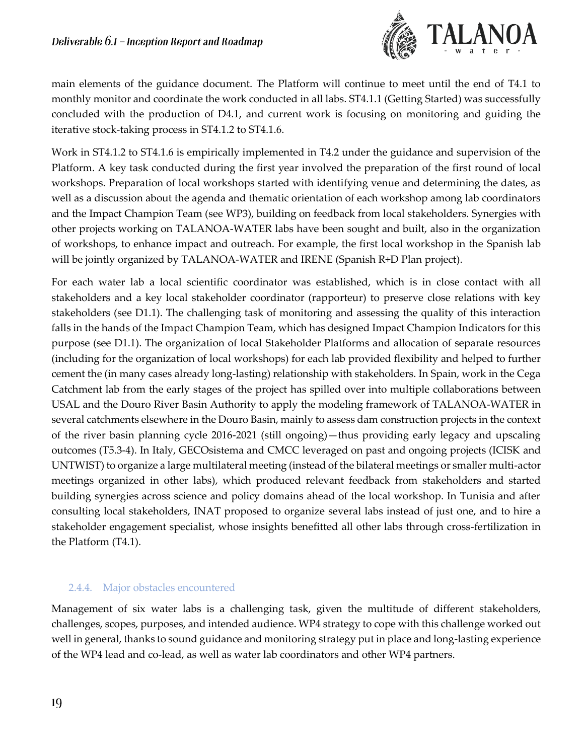main elements of the guidance document. The Platform will continue to meet until the end of T4.1 to monthly monitor and coordinate the work conducted in all labs. ST4.1.1 (Getting Started) was successfully concluded with the production of D4.1, and current work is focusing on monitoring and guiding the iterative stock-taking process in ST4.1.2 to ST4.1.6.

Work in ST4.1.2 to ST4.1.6 is empirically implemented in T4.2 under the guidance and supervision of the Platform. A key task conducted during the first year involved the preparation of the first round of local workshops. Preparation of local workshops started with identifying venue and determining the dates, as well as a discussion about the agenda and thematic orientation of each workshop among lab coordinators and the Impact Champion Team (see WP3), building on feedback from local stakeholders. Synergies with other projects working on TALANOA-WATER labs have been sought and built, also in the organization of workshops, to enhance impact and outreach. For example, the first local workshop in the Spanish lab will be jointly organized by TALANOA-WATER and IRENE (Spanish R+D Plan project).

For each water lab a local scientific coordinator was established, which is in close contact with all stakeholders and a key local stakeholder coordinator (rapporteur) to preserve close relations with key stakeholders (see D1.1). The challenging task of monitoring and assessing the quality of this interaction falls in the hands of the Impact Champion Team, which has designed Impact Champion Indicators for this purpose (see D1.1). The organization of local Stakeholder Platforms and allocation of separate resources (including for the organization of local workshops) for each lab provided flexibility and helped to further cement the (in many cases already long-lasting) relationship with stakeholders. In Spain, work in the Cega Catchment lab from the early stages of the project has spilled over into multiple collaborations between USAL and the Douro River Basin Authority to apply the modeling framework of TALANOA-WATER in several catchments elsewhere in the Douro Basin, mainly to assess dam construction projects in the context of the river basin planning cycle 2016-2021 (still ongoing)—thus providing early legacy and upscaling outcomes (T5.3-4). In Italy, GECOsistema and CMCC leveraged on past and ongoing projects (ICISK and UNTWIST) to organize a large multilateral meeting (instead of the bilateral meetings or smaller multi-actor meetings organized in other labs), which produced relevant feedback from stakeholders and started building synergies across science and policy domains ahead of the local workshop. In Tunisia and after consulting local stakeholders, INAT proposed to organize several labs instead of just one, and to hire a stakeholder engagement specialist, whose insights benefitted all other labs through cross-fertilization in the Platform (T4.1).

### 2.4.4. Major obstacles encountered

Management of six water labs is a challenging task, given the multitude of different stakeholders, challenges, scopes, purposes, and intended audience. WP4 strategy to cope with this challenge worked out well in general, thanks to sound guidance and monitoring strategy put in place and long-lasting experience of the WP4 lead and co-lead, as well as water lab coordinators and other WP4 partners.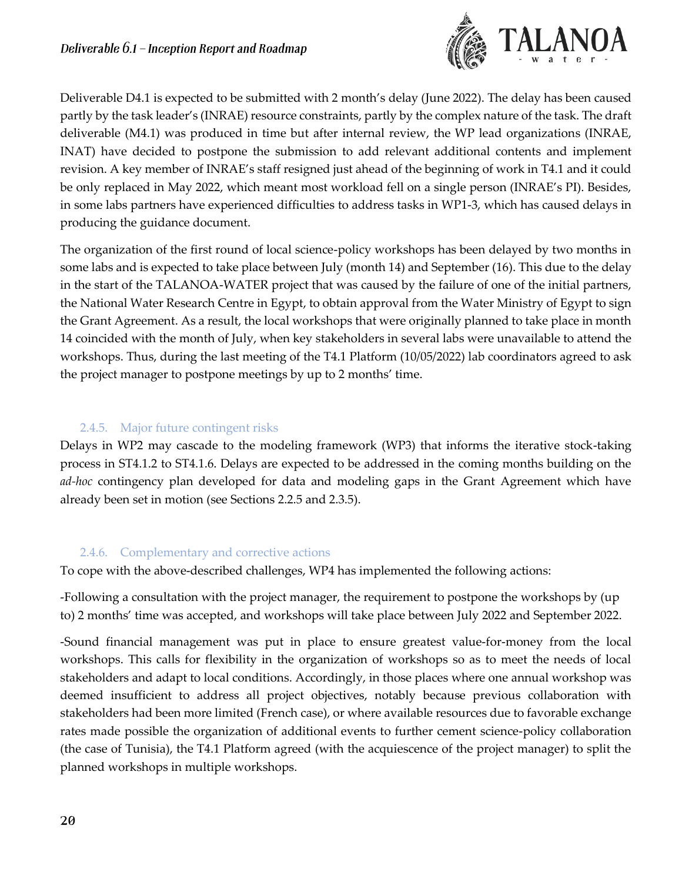Deliverable D4.1 is expected to be submitted with 2 month's delay (June 2022). The delay has been caused partly by the task leader's (INRAE) resource constraints, partly by the complex nature of the task. The draft deliverable (M4.1) was produced in time but after internal review, the WP lead organizations (INRAE, INAT) have decided to postpone the submission to add relevant additional contents and implement revision. A key member of INRAE's staff resigned just ahead of the beginning of work in T4.1 and it could be only replaced in May 2022, which meant most workload fell on a single person (INRAE's PI). Besides, in some labs partners have experienced difficulties to address tasks in WP1-3, which has caused delays in producing the guidance document.

The organization of the first round of local science-policy workshops has been delayed by two months in some labs and is expected to take place between July (month 14) and September (16). This due to the delay in the start of the TALANOA-WATER project that was caused by the failure of one of the initial partners, the National Water Research Centre in Egypt, to obtain approval from the Water Ministry of Egypt to sign the Grant Agreement. As a result, the local workshops that were originally planned to take place in month 14 coincided with the month of July, when key stakeholders in several labs were unavailable to attend the workshops. Thus, during the last meeting of the T4.1 Platform (10/05/2022) lab coordinators agreed to ask the project manager to postpone meetings by up to 2 months' time.

### 2.4.5. Major future contingent risks

Delays in WP2 may cascade to the modeling framework (WP3) that informs the iterative stock-taking process in ST4.1.2 to ST4.1.6. Delays are expected to be addressed in the coming months building on the *ad-hoc* contingency plan developed for data and modeling gaps in the Grant Agreement which have already been set in motion (see Sections 2.2.5 and 2.3.5).

### 2.4.6. Complementary and corrective actions

To cope with the above-described challenges, WP4 has implemented the following actions:

-Following a consultation with the project manager, the requirement to postpone the workshops by (up to) 2 months' time was accepted, and workshops will take place between July 2022 and September 2022.

-Sound financial management was put in place to ensure greatest value-for-money from the local workshops. This calls for flexibility in the organization of workshops so as to meet the needs of local stakeholders and adapt to local conditions. Accordingly, in those places where one annual workshop was deemed insufficient to address all project objectives, notably because previous collaboration with stakeholders had been more limited (French case), or where available resources due to favorable exchange rates made possible the organization of additional events to further cement science-policy collaboration (the case of Tunisia), the T4.1 Platform agreed (with the acquiescence of the project manager) to split the planned workshops in multiple workshops.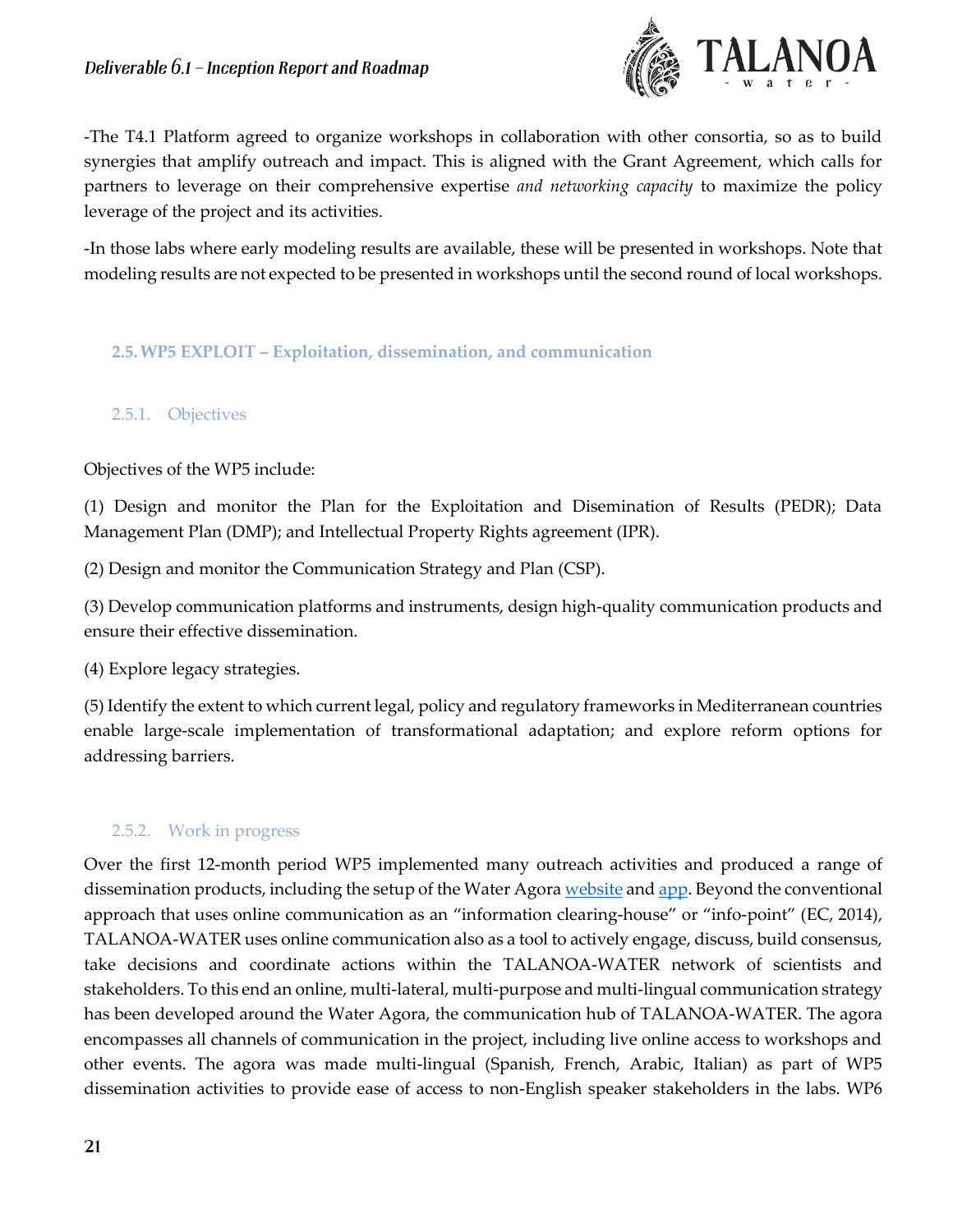-The T4.1 Platform agreed to organize workshops in collaboration with other consortia, so as to build synergies that amplify outreach and impact. This is aligned with the Grant Agreement, which calls for partners to leverage on their comprehensive expertise *and networking capacity* to maximize the policy leverage of the project and its activities.

-In those labs where early modeling results are available, these will be presented in workshops. Note that modeling results are not expected to be presented in workshops until the second round of local workshops.

## 2.5. WP5 EXPLOIT – Exploitation, dissemination, and communication

### 2.5.1. Objectives

Objectives of the WP5 include:

(1) Design and monitor the Plan for the Exploitation and Disemination of Results (PEDR); Data Management Plan (DMP); and Intellectual Property Rights agreement (IPR).

(2) Design and monitor the Communication Strategy and Plan (CSP).

(3) Develop communication platforms and instruments, design high-quality communication products and ensure their effective dissemination.

(4) Explore legacy strategies.

(5) Identify the extent to which current legal, policy and regulatory frameworks in Mediterranean countries enable large-scale implementation of transformational adaptation; and explore reform options for addressing barriers.

### 2.5.2. Work in progress

Over the first 12-month period WP5 implemented many outreach activities and produced a range of dissemination products, including the setup of the Water Agora website and app. Beyond the conventional approach that uses online communication as an "information clearing-house" or "info-point" (EC, 2014), TALANOA-WATER uses online communication also as a tool to actively engage, discuss, build consensus, take decisions and coordinate actions within the TALANOA-WATER network of scientists and stakeholders. To this end an online, multi-lateral, multi-purpose and multi-lingual communication strategy has been developed around the Water Agora, the communication hub of TALANOA-WATER. The agora encompasses all channels of communication in the project, including live online access to workshops and other events. The agora was made multi-lingual (Spanish, French, Arabic, Italian) as part of WP5 dissemination activities to provide ease of access to non-English speaker stakeholders in the labs. WP6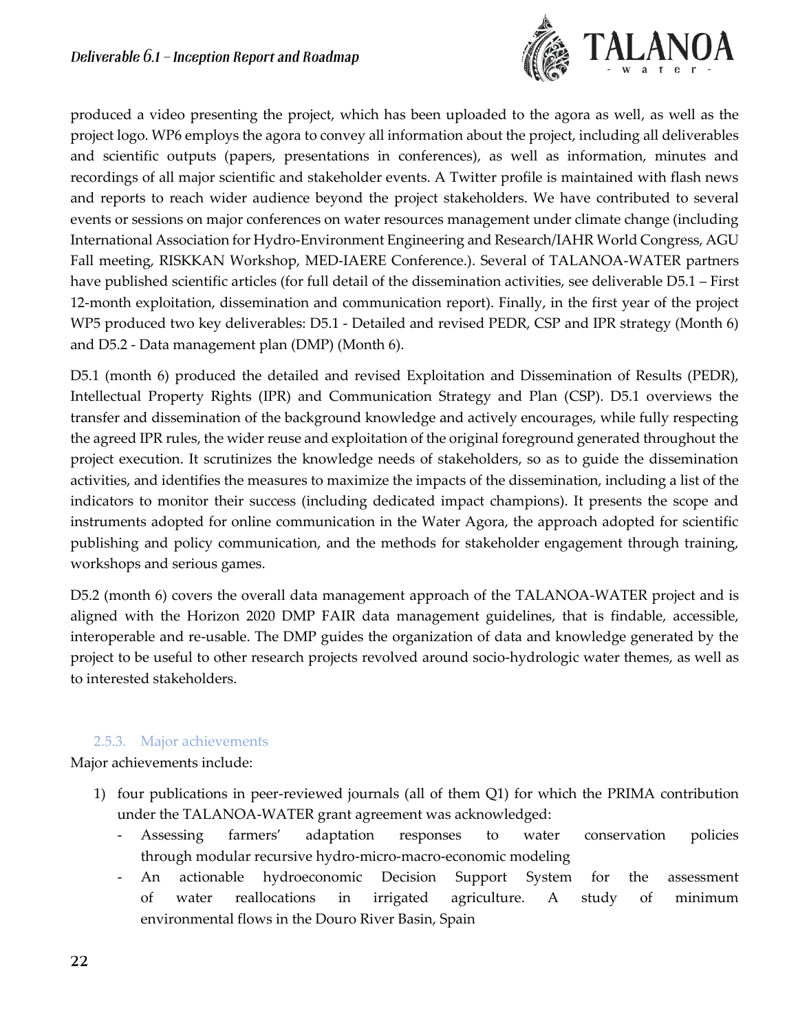produced a video presenting the project, which has been uploaded to the agora as well, as well as the project logo. WP6 employs the agora to convey all information about the project, including all deliverables and scientific outputs (papers, presentations in conferences), as well as information, minutes and recordings of all major scientific and stakeholder events. A Twitter profile is maintained with flash news and reports to reach wider audience beyond the project stakeholders. We have contributed to several events or sessions on major conferences on water resources management under climate change (including International Association for Hydro-Environment Engineering and Research/IAHR World Congress, AGU Fall meeting, RISKKAN Workshop, MED-IAERE Conference.). Several of TALANOA-WATER partners have published scientific articles (for full detail of the dissemination activities, see deliverable D5.1 – First 12-month exploitation, dissemination and communication report). Finally, in the first year of the project WP5 produced two key deliverables: D5.1 - Detailed and revised PEDR, CSP and IPR strategy (Month 6) and D5.2 - Data management plan (DMP) (Month 6).

D5.1 (month 6) produced the detailed and revised Exploitation and Dissemination of Results (PEDR), Intellectual Property Rights (IPR) and Communication Strategy and Plan (CSP). D5.1 overviews the transfer and dissemination of the background knowledge and actively encourages, while fully respecting the agreed IPR rules, the wider reuse and exploitation of the original foreground generated throughout the project execution. It scrutinizes the knowledge needs of stakeholders, so as to guide the dissemination activities, and identifies the measures to maximize the impacts of the dissemination, including a list of the indicators to monitor their success (including dedicated impact champions). It presents the scope and instruments adopted for online communication in the Water Agora, the approach adopted for scientific publishing and policy communication, and the methods for stakeholder engagement through training, workshops and serious games.

D5.2 (month 6) covers the overall data management approach of the TALANOA-WATER project and is aligned with the Horizon 2020 DMP FAIR data management guidelines, that is findable, accessible, interoperable and re-usable. The DMP guides the organization of data and knowledge generated by the project to be useful to other research projects revolved around socio-hydrologic water themes, as well as to interested stakeholders.

### 2.5.3. Major achievements

Major achievements include:

1) four publications in peer-reviewed journals (all of them Q1) for which the PRIMA contribution under the TALANOA-WATER grant agreement was acknowledged:
   - Assessing farmers' adaptation responses to water conservation policies through modular recursive hydro-micro-macro-economic modeling
   - An actionable hydroeconomic Decision Support System for the assessment of water reallocations in irrigated agriculture. A study of minimum environmental flows in the Douro River Basin, Spain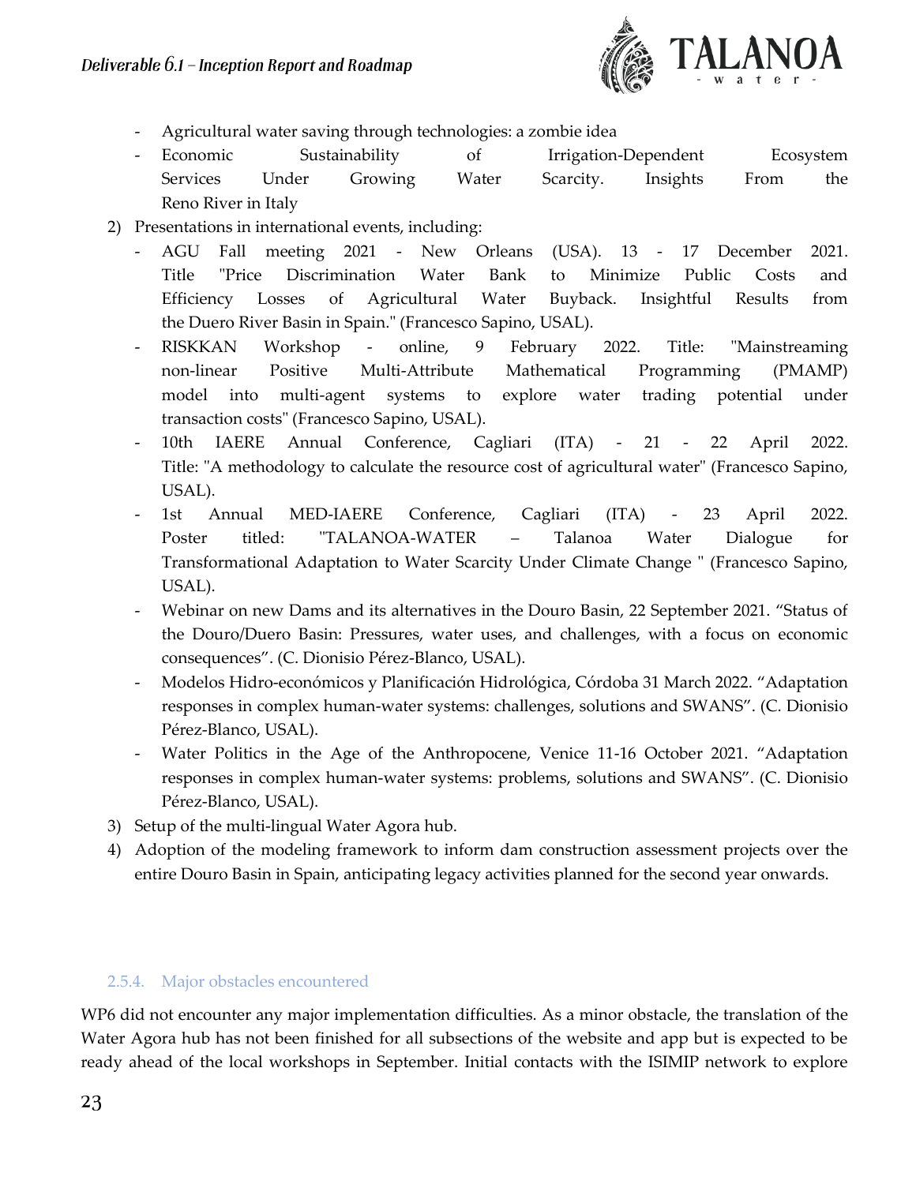- Agricultural water saving through technologies: a zombie idea
- Economic Sustainability of Irrigation-Dependent Ecosystem Services Under Growing Water Scarcity. Insights From the Reno River in Italy

2) Presentations in international events, including:
   - AGU Fall meeting 2021 - New Orleans (USA). 13 - 17 December 2021. Title "Price Discrimination Water Bank to Minimize Public Costs and Efficiency Losses of Agricultural Water Buyback. Insightful Results from the Duero River Basin in Spain." (Francesco Sapino, USAL).
   - RISKKAN Workshop - online, 9 February 2022. Title: "Mainstreaming non-linear Positive Multi-Attribute Mathematical Programming (PMAMP) model into multi-agent systems to explore water trading potential under transaction costs" (Francesco Sapino, USAL).
   - 10th IAERE Annual Conference, Cagliari (ITA) - 21 - 22 April 2022. Title: "A methodology to calculate the resource cost of agricultural water" (Francesco Sapino, USAL).
   - 1st Annual MED-IAERE Conference, Cagliari (ITA) - 23 April 2022. Poster titled: "TALANOA-WATER – Talanoa Water Dialogue for Transformational Adaptation to Water Scarcity Under Climate Change " (Francesco Sapino, USAL).
   - Webinar on new Dams and its alternatives in the Douro Basin, 22 September 2021. "Status of the Douro/Duero Basin: Pressures, water uses, and challenges, with a focus on economic consequences". (C. Dionisio Pérez-Blanco, USAL).
   - Modelos Hidro-económicos y Planificación Hidrológica, Córdoba 31 March 2022. "Adaptation responses in complex human-water systems: challenges, solutions and SWANS". (C. Dionisio Pérez-Blanco, USAL).
   - Water Politics in the Age of the Anthropocene, Venice 11-16 October 2021. "Adaptation responses in complex human-water systems: problems, solutions and SWANS". (C. Dionisio Pérez-Blanco, USAL).
3) Setup of the multi-lingual Water Agora hub.
4) Adoption of the modeling framework to inform dam construction assessment projects over the entire Douro Basin in Spain, anticipating legacy activities planned for the second year onwards.

### 2.5.4. Major obstacles encountered

WP6 did not encounter any major implementation difficulties. As a minor obstacle, the translation of the Water Agora hub has not been finished for all subsections of the website and app but is expected to be ready ahead of the local workshops in September. Initial contacts with the ISIMIP network to explore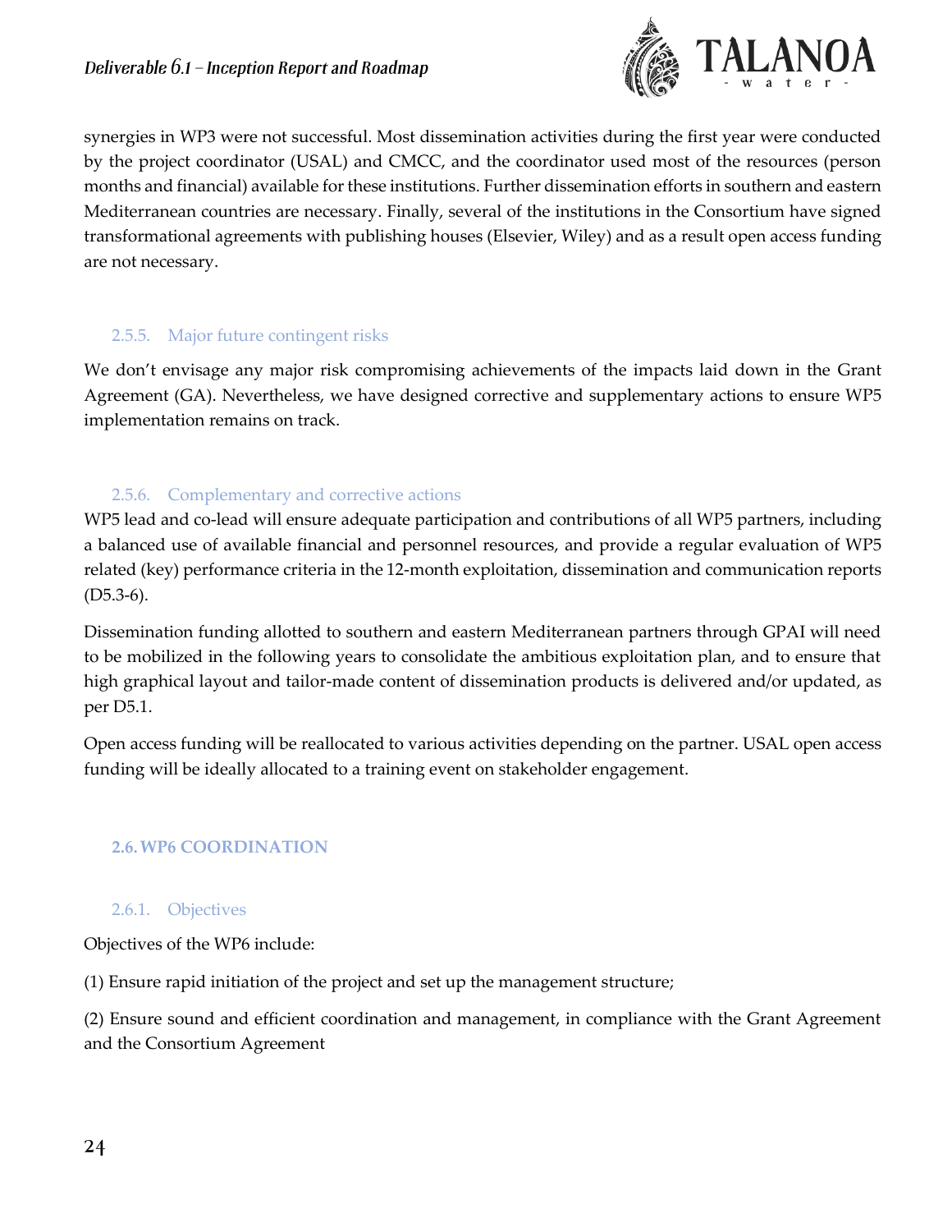synergies in WP3 were not successful. Most dissemination activities during the first year were conducted by the project coordinator (USAL) and CMCC, and the coordinator used most of the resources (person months and financial) available for these institutions. Further dissemination efforts in southern and eastern Mediterranean countries are necessary. Finally, several of the institutions in the Consortium have signed transformational agreements with publishing houses (Elsevier, Wiley) and as a result open access funding are not necessary.

#### 2.5.5. Major future contingent risks

We don't envisage any major risk compromising achievements of the impacts laid down in the Grant Agreement (GA). Nevertheless, we have designed corrective and supplementary actions to ensure WP5 implementation remains on track.

#### 2.5.6. Complementary and corrective actions

WP5 lead and co-lead will ensure adequate participation and contributions of all WP5 partners, including a balanced use of available financial and personnel resources, and provide a regular evaluation of WP5 related (key) performance criteria in the 12-month exploitation, dissemination and communication reports (D5.3-6).

Dissemination funding allotted to southern and eastern Mediterranean partners through GPAI will need to be mobilized in the following years to consolidate the ambitious exploitation plan, and to ensure that high graphical layout and tailor-made content of dissemination products is delivered and/or updated, as per D5.1.

Open access funding will be reallocated to various activities depending on the partner. USAL open access funding will be ideally allocated to a training event on stakeholder engagement.

### 2.6. WP6 COORDINATION

#### 2.6.1. Objectives

Objectives of the WP6 include:

(1) Ensure rapid initiation of the project and set up the management structure;

(2) Ensure sound and efficient coordination and management, in compliance with the Grant Agreement and the Consortium Agreement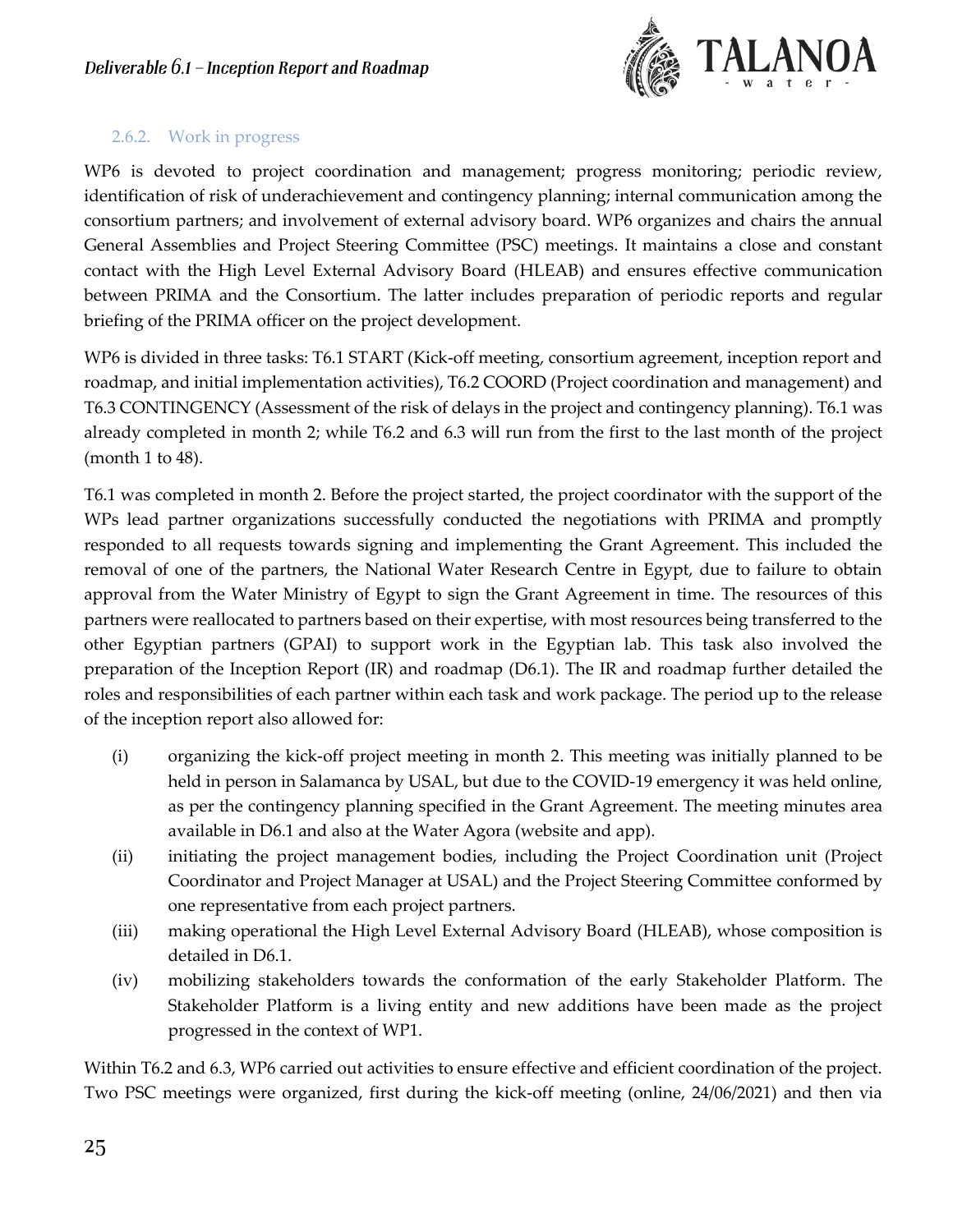### 2.6.2. Work in progress

WP6 is devoted to project coordination and management; progress monitoring; periodic review, identification of risk of underachievement and contingency planning; internal communication among the consortium partners; and involvement of external advisory board. WP6 organizes and chairs the annual General Assemblies and Project Steering Committee (PSC) meetings. It maintains a close and constant contact with the High Level External Advisory Board (HLEAB) and ensures effective communication between PRIMA and the Consortium. The latter includes preparation of periodic reports and regular briefing of the PRIMA officer on the project development.

WP6 is divided in three tasks: T6.1 START (Kick-off meeting, consortium agreement, inception report and roadmap, and initial implementation activities), T6.2 COORD (Project coordination and management) and T6.3 CONTINGENCY (Assessment of the risk of delays in the project and contingency planning). T6.1 was already completed in month 2; while T6.2 and 6.3 will run from the first to the last month of the project (month 1 to 48).

T6.1 was completed in month 2. Before the project started, the project coordinator with the support of the WPs lead partner organizations successfully conducted the negotiations with PRIMA and promptly responded to all requests towards signing and implementing the Grant Agreement. This included the removal of one of the partners, the National Water Research Centre in Egypt, due to failure to obtain approval from the Water Ministry of Egypt to sign the Grant Agreement in time. The resources of this partners were reallocated to partners based on their expertise, with most resources being transferred to the other Egyptian partners (GPAI) to support work in the Egyptian lab. This task also involved the preparation of the Inception Report (IR) and roadmap (D6.1). The IR and roadmap further detailed the roles and responsibilities of each partner within each task and work package. The period up to the release of the inception report also allowed for:

(i) organizing the kick-off project meeting in month 2. This meeting was initially planned to be held in person in Salamanca by USAL, but due to the COVID-19 emergency it was held online, as per the contingency planning specified in the Grant Agreement. The meeting minutes area available in D6.1 and also at the Water Agora (website and app).

(ii) initiating the project management bodies, including the Project Coordination unit (Project Coordinator and Project Manager at USAL) and the Project Steering Committee conformed by one representative from each project partners.

(iii) making operational the High Level External Advisory Board (HLEAB), whose composition is detailed in D6.1.

(iv) mobilizing stakeholders towards the conformation of the early Stakeholder Platform. The Stakeholder Platform is a living entity and new additions have been made as the project progressed in the context of WP1.

Within T6.2 and 6.3, WP6 carried out activities to ensure effective and efficient coordination of the project. Two PSC meetings were organized, first during the kick-off meeting (online, 24/06/2021) and then via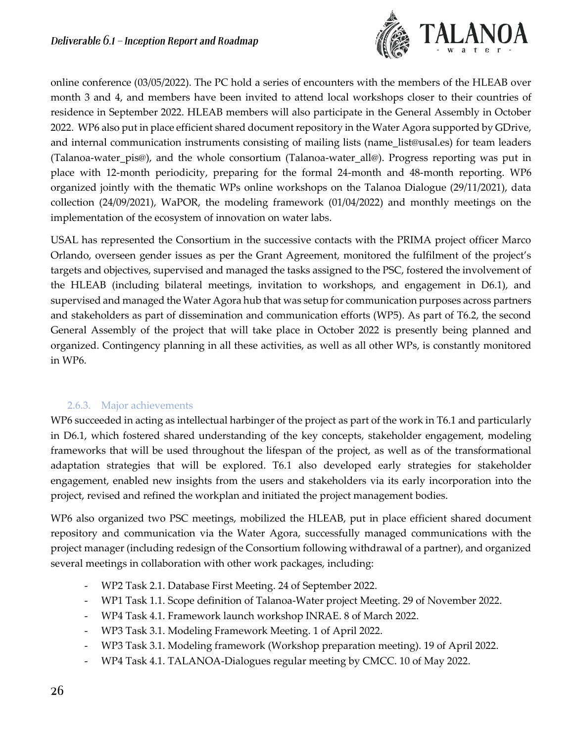online conference (03/05/2022). The PC hold a series of encounters with the members of the HLEAB over month 3 and 4, and members have been invited to attend local workshops closer to their countries of residence in September 2022. HLEAB members will also participate in the General Assembly in October 2022. WP6 also put in place efficient shared document repository in the Water Agora supported by GDrive, and internal communication instruments consisting of mailing lists (name_list@usal.es) for team leaders (Talanoa-water_pis@), and the whole consortium (Talanoa-water_all@). Progress reporting was put in place with 12-month periodicity, preparing for the formal 24-month and 48-month reporting. WP6 organized jointly with the thematic WPs online workshops on the Talanoa Dialogue (29/11/2021), data collection (24/09/2021), WaPOR, the modeling framework (01/04/2022) and monthly meetings on the implementation of the ecosystem of innovation on water labs.

USAL has represented the Consortium in the successive contacts with the PRIMA project officer Marco Orlando, overseen gender issues as per the Grant Agreement, monitored the fulfilment of the project's targets and objectives, supervised and managed the tasks assigned to the PSC, fostered the involvement of the HLEAB (including bilateral meetings, invitation to workshops, and engagement in D6.1), and supervised and managed the Water Agora hub that was setup for communication purposes across partners and stakeholders as part of dissemination and communication efforts (WP5). As part of T6.2, the second General Assembly of the project that will take place in October 2022 is presently being planned and organized. Contingency planning in all these activities, as well as all other WPs, is constantly monitored in WP6.

### 2.6.3. Major achievements

WP6 succeeded in acting as intellectual harbinger of the project as part of the work in T6.1 and particularly in D6.1, which fostered shared understanding of the key concepts, stakeholder engagement, modeling frameworks that will be used throughout the lifespan of the project, as well as of the transformational adaptation strategies that will be explored. T6.1 also developed early strategies for stakeholder engagement, enabled new insights from the users and stakeholders via its early incorporation into the project, revised and refined the workplan and initiated the project management bodies.

WP6 also organized two PSC meetings, mobilized the HLEAB, put in place efficient shared document repository and communication via the Water Agora, successfully managed communications with the project manager (including redesign of the Consortium following withdrawal of a partner), and organized several meetings in collaboration with other work packages, including:

- WP2 Task 2.1. Database First Meeting. 24 of September 2022.
- WP1 Task 1.1. Scope definition of Talanoa-Water project Meeting. 29 of November 2022.
- WP4 Task 4.1. Framework launch workshop INRAE. 8 of March 2022.
- WP3 Task 3.1. Modeling Framework Meeting. 1 of April 2022.
- WP3 Task 3.1. Modeling framework (Workshop preparation meeting). 19 of April 2022.
- WP4 Task 4.1. TALANOA-Dialogues regular meeting by CMCC. 10 of May 2022.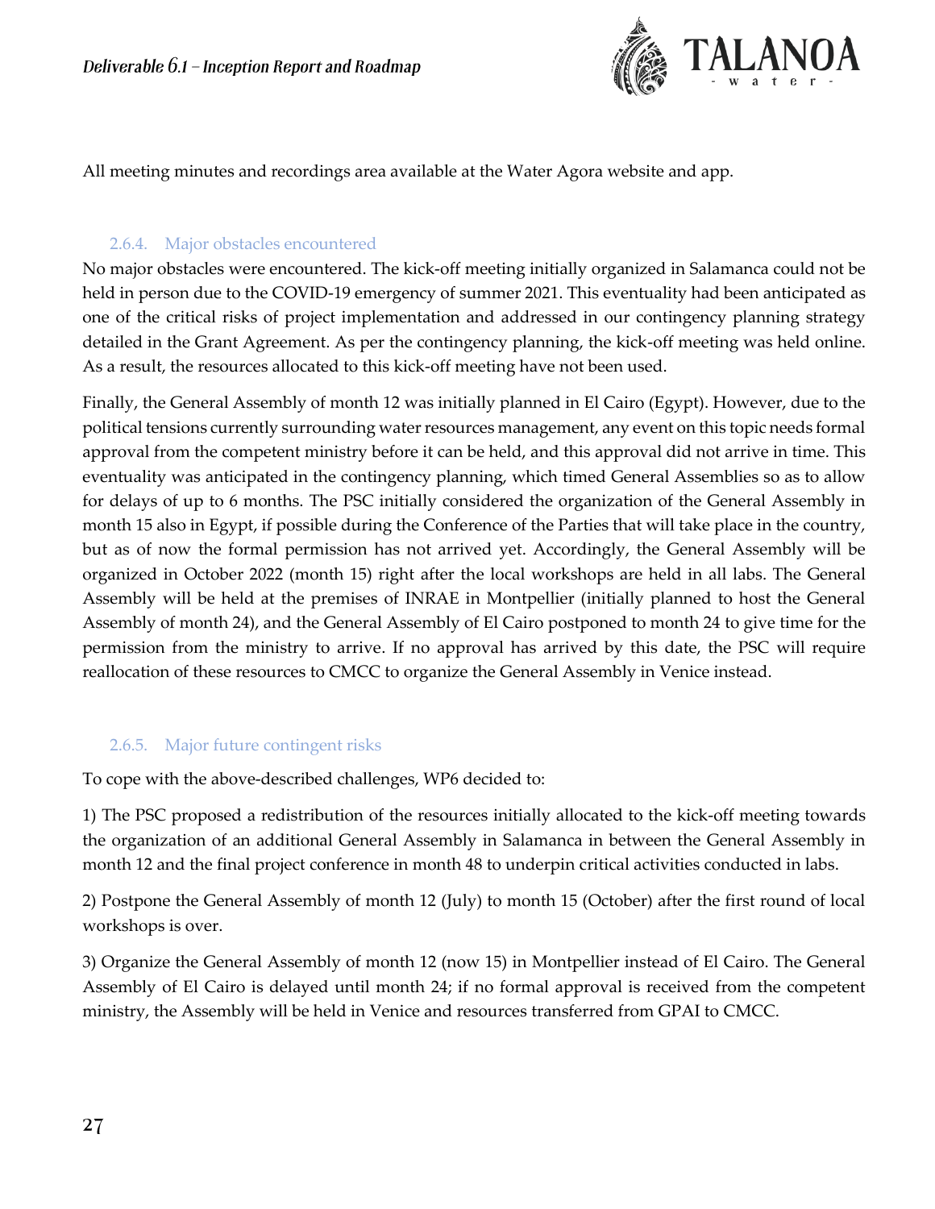All meeting minutes and recordings area available at the Water Agora website and app.

### 2.6.4. Major obstacles encountered

No major obstacles were encountered. The kick-off meeting initially organized in Salamanca could not be held in person due to the COVID-19 emergency of summer 2021. This eventuality had been anticipated as one of the critical risks of project implementation and addressed in our contingency planning strategy detailed in the Grant Agreement. As per the contingency planning, the kick-off meeting was held online. As a result, the resources allocated to this kick-off meeting have not been used.

Finally, the General Assembly of month 12 was initially planned in El Cairo (Egypt). However, due to the political tensions currently surrounding water resources management, any event on this topic needs formal approval from the competent ministry before it can be held, and this approval did not arrive in time. This eventuality was anticipated in the contingency planning, which timed General Assemblies so as to allow for delays of up to 6 months. The PSC initially considered the organization of the General Assembly in month 15 also in Egypt, if possible during the Conference of the Parties that will take place in the country, but as of now the formal permission has not arrived yet. Accordingly, the General Assembly will be organized in October 2022 (month 15) right after the local workshops are held in all labs. The General Assembly will be held at the premises of INRAE in Montpellier (initially planned to host the General Assembly of month 24), and the General Assembly of El Cairo postponed to month 24 to give time for the permission from the ministry to arrive. If no approval has arrived by this date, the PSC will require reallocation of these resources to CMCC to organize the General Assembly in Venice instead.

### 2.6.5. Major future contingent risks

To cope with the above-described challenges, WP6 decided to:

1) The PSC proposed a redistribution of the resources initially allocated to the kick-off meeting towards the organization of an additional General Assembly in Salamanca in between the General Assembly in month 12 and the final project conference in month 48 to underpin critical activities conducted in labs.

2) Postpone the General Assembly of month 12 (July) to month 15 (October) after the first round of local workshops is over.

3) Organize the General Assembly of month 12 (now 15) in Montpellier instead of El Cairo. The General Assembly of El Cairo is delayed until month 24; if no formal approval is received from the competent ministry, the Assembly will be held in Venice and resources transferred from GPAI to CMCC.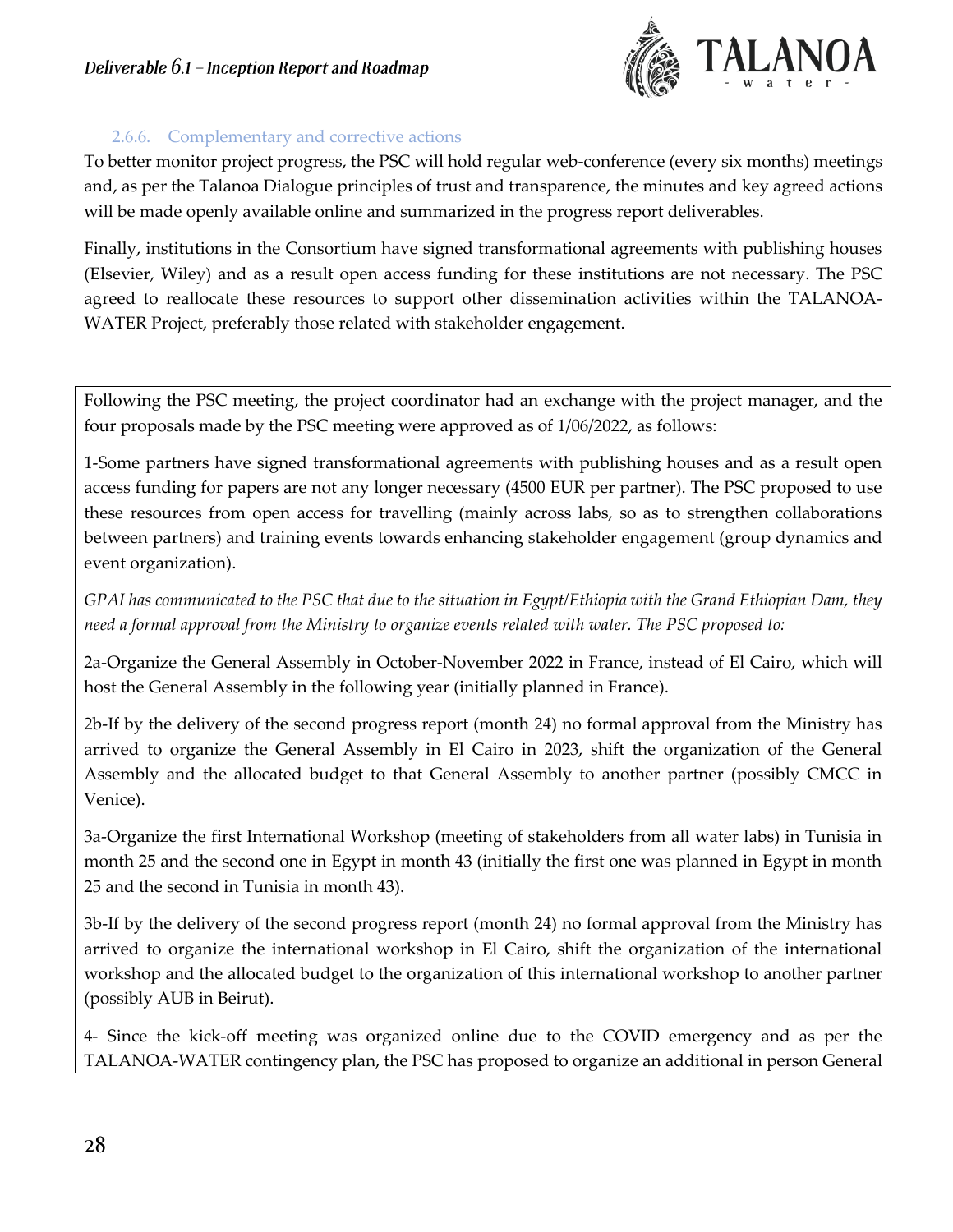#### 2.6.6. Complementary and corrective actions

To better monitor project progress, the PSC will hold regular web-conference (every six months) meetings and, as per the Talanoa Dialogue principles of trust and transparence, the minutes and key agreed actions will be made openly available online and summarized in the progress report deliverables.

Finally, institutions in the Consortium have signed transformational agreements with publishing houses (Elsevier, Wiley) and as a result open access funding for these institutions are not necessary. The PSC agreed to reallocate these resources to support other dissemination activities within the TALANOA-WATER Project, preferably those related with stakeholder engagement.

Following the PSC meeting, the project coordinator had an exchange with the project manager, and the four proposals made by the PSC meeting were approved as of 1/06/2022, as follows:

1-Some partners have signed transformational agreements with publishing houses and as a result open access funding for papers are not any longer necessary (4500 EUR per partner). The PSC proposed to use these resources from open access for travelling (mainly across labs, so as to strengthen collaborations between partners) and training events towards enhancing stakeholder engagement (group dynamics and event organization).

*GPAI has communicated to the PSC that due to the situation in Egypt/Ethiopia with the Grand Ethiopian Dam, they need a formal approval from the Ministry to organize events related with water. The PSC proposed to:*

2a-Organize the General Assembly in October-November 2022 in France, instead of El Cairo, which will host the General Assembly in the following year (initially planned in France).

2b-If by the delivery of the second progress report (month 24) no formal approval from the Ministry has arrived to organize the General Assembly in El Cairo in 2023, shift the organization of the General Assembly and the allocated budget to that General Assembly to another partner (possibly CMCC in Venice).

3a-Organize the first International Workshop (meeting of stakeholders from all water labs) in Tunisia in month 25 and the second one in Egypt in month 43 (initially the first one was planned in Egypt in month 25 and the second in Tunisia in month 43).

3b-If by the delivery of the second progress report (month 24) no formal approval from the Ministry has arrived to organize the international workshop in El Cairo, shift the organization of the international workshop and the allocated budget to the organization of this international workshop to another partner (possibly AUB in Beirut).

4- Since the kick-off meeting was organized online due to the COVID emergency and as per the TALANOA-WATER contingency plan, the PSC has proposed to organize an additional in person General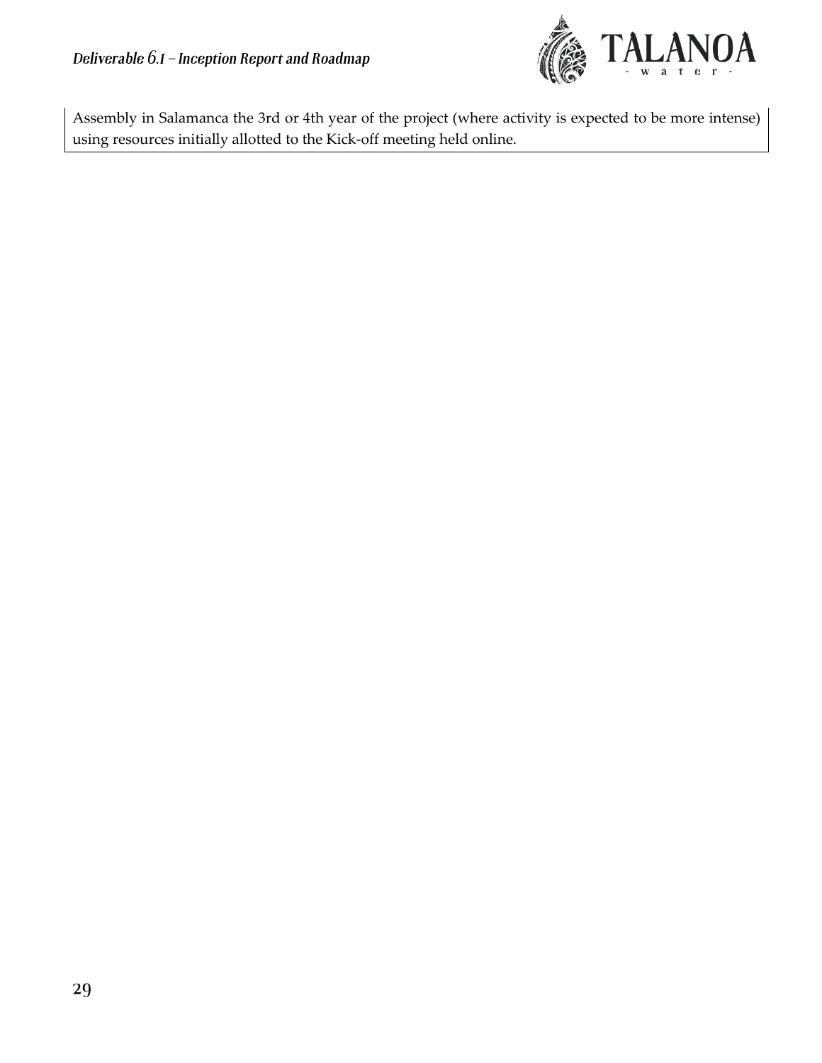Assembly in Salamanca the 3rd or 4th year of the project (where activity is expected to be more intense) using resources initially allotted to the Kick-off meeting held online.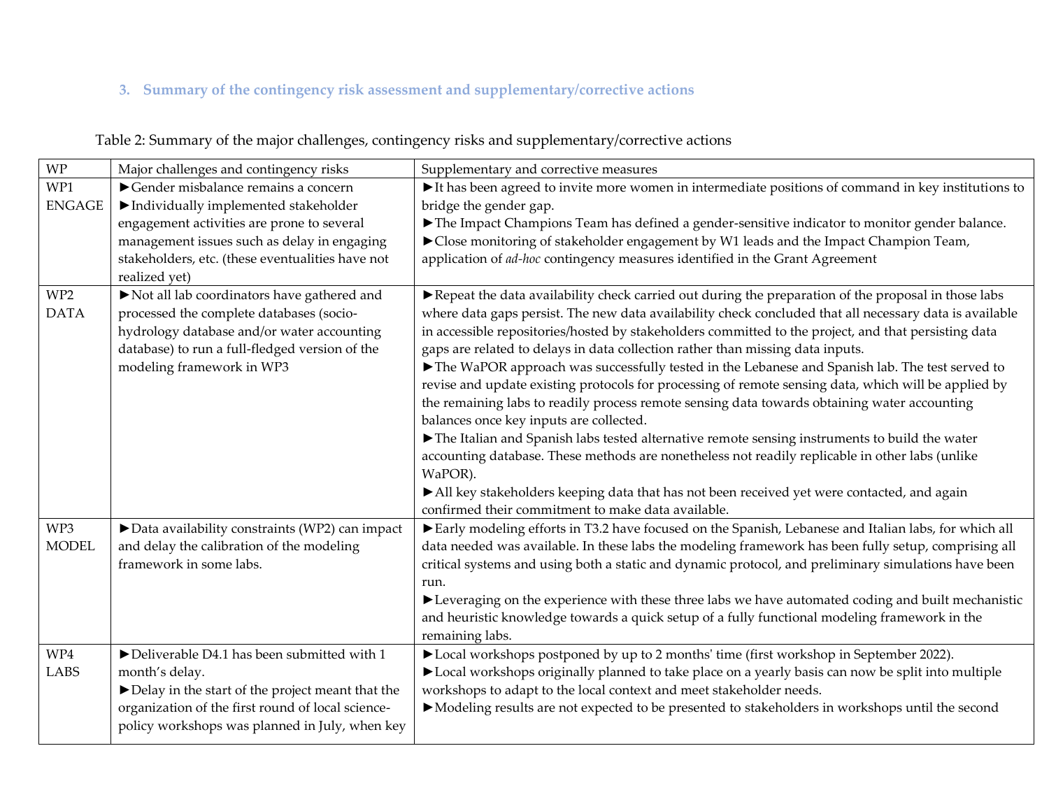## 3. Summary of the contingency risk assessment and supplementary/corrective actions

Table 2: Summary of the major challenges, contingency risks and supplementary/corrective actions

| WP | Major challenges and contingency risks | Supplementary and corrective measures |
|---|---|---|
| WP1 ENGAGE | ►Gender misbalance remains a concern<br>►Individually implemented stakeholder engagement activities are prone to several management issues such as delay in engaging stakeholders, etc. (these eventualities have not realized yet) | ►It has been agreed to invite more women in intermediate positions of command in key institutions to bridge the gender gap.<br>►The Impact Champions Team has defined a gender-sensitive indicator to monitor gender balance.<br>►Close monitoring of stakeholder engagement by W1 leads and the Impact Champion Team, application of *ad-hoc* contingency measures identified in the Grant Agreement |
| WP2 DATA | ►Not all lab coordinators have gathered and processed the complete databases (socio-hydrology database and/or water accounting database) to run a full-fledged version of the modeling framework in WP3 | ►Repeat the data availability check carried out during the preparation of the proposal in those labs where data gaps persist. The new data availability check concluded that all necessary data is available in accessible repositories/hosted by stakeholders committed to the project, and that persisting data gaps are related to delays in data collection rather than missing data inputs.<br>►The WaPOR approach was successfully tested in the Lebanese and Spanish lab. The test served to revise and update existing protocols for processing of remote sensing data, which will be applied by the remaining labs to readily process remote sensing data towards obtaining water accounting balances once key inputs are collected.<br>►The Italian and Spanish labs tested alternative remote sensing instruments to build the water accounting database. These methods are nonetheless not readily replicable in other labs (unlike WaPOR).<br>►All key stakeholders keeping data that has not been received yet were contacted, and again confirmed their commitment to make data available. |
| WP3 MODEL | ►Data availability constraints (WP2) can impact and delay the calibration of the modeling framework in some labs. | ►Early modeling efforts in T3.2 have focused on the Spanish, Lebanese and Italian labs, for which all data needed was available. In these labs the modeling framework has been fully setup, comprising all critical systems and using both a static and dynamic protocol, and preliminary simulations have been run.<br>►Leveraging on the experience with these three labs we have automated coding and built mechanistic and heuristic knowledge towards a quick setup of a fully functional modeling framework in the remaining labs. |
| WP4 LABS | ►Deliverable D4.1 has been submitted with 1 month's delay.<br>►Delay in the start of the project meant that the organization of the first round of local science-policy workshops was planned in July, when key | ►Local workshops postponed by up to 2 months' time (first workshop in September 2022).<br>►Local workshops originally planned to take place on a yearly basis can now be split into multiple workshops to adapt to the local context and meet stakeholder needs.<br>►Modeling results are not expected to be presented to stakeholders in workshops until the second |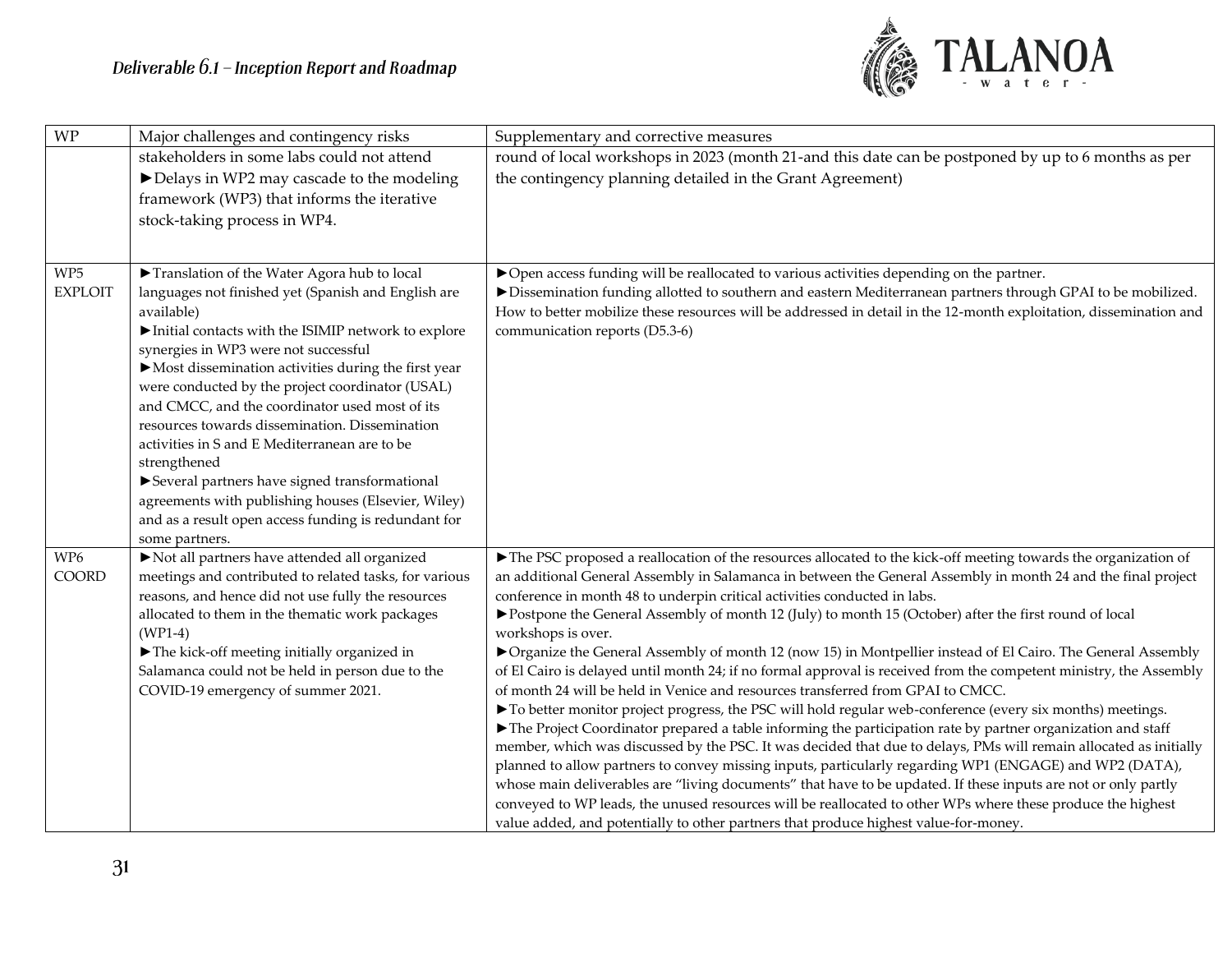| WP | Major challenges and contingency risks | Supplementary and corrective measures |
|---|---|---|
| | stakeholders in some labs could not attend<br>►Delays in WP2 may cascade to the modeling framework (WP3) that informs the iterative stock-taking process in WP4. | round of local workshops in 2023 (month 21-and this date can be postponed by up to 6 months as per the contingency planning detailed in the Grant Agreement) |
| WP5 EXPLOIT | ►Translation of the Water Agora hub to local languages not finished yet (Spanish and English are available)<br>►Initial contacts with the ISIMIP network to explore synergies in WP3 were not successful<br>►Most dissemination activities during the first year were conducted by the project coordinator (USAL) and CMCC, and the coordinator used most of its resources towards dissemination. Dissemination activities in S and E Mediterranean are to be strengthened<br>►Several partners have signed transformational agreements with publishing houses (Elsevier, Wiley) and as a result open access funding is redundant for some partners. | ►Open access funding will be reallocated to various activities depending on the partner.<br>►Dissemination funding allotted to southern and eastern Mediterranean partners through GPAI to be mobilized. How to better mobilize these resources will be addressed in detail in the 12-month exploitation, dissemination and communication reports (D5.3-6) |
| WP6 COORD | ►Not all partners have attended all organized meetings and contributed to related tasks, for various reasons, and hence did not use fully the resources allocated to them in the thematic work packages (WP1-4)<br>►The kick-off meeting initially organized in Salamanca could not be held in person due to the COVID-19 emergency of summer 2021. | ►The PSC proposed a reallocation of the resources allocated to the kick-off meeting towards the organization of an additional General Assembly in Salamanca in between the General Assembly in month 24 and the final project conference in month 48 to underpin critical activities conducted in labs.<br>►Postpone the General Assembly of month 12 (July) to month 15 (October) after the first round of local workshops is over.<br>►Organize the General Assembly of month 12 (now 15) in Montpellier instead of El Cairo. The General Assembly of El Cairo is delayed until month 24; if no formal approval is received from the competent ministry, the Assembly of month 24 will be held in Venice and resources transferred from GPAI to CMCC.<br>►To better monitor project progress, the PSC will hold regular web-conference (every six months) meetings.<br>►The Project Coordinator prepared a table informing the participation rate by partner organization and staff member, which was discussed by the PSC. It was decided that due to delays, PMs will remain allocated as initially planned to allow partners to convey missing inputs, particularly regarding WP1 (ENGAGE) and WP2 (DATA), whose main deliverables are "living documents" that have to be updated. If these inputs are not or only partly conveyed to WP leads, the unused resources will be reallocated to other WPs where these produce the highest value added, and potentially to other partners that produce highest value-for-money. |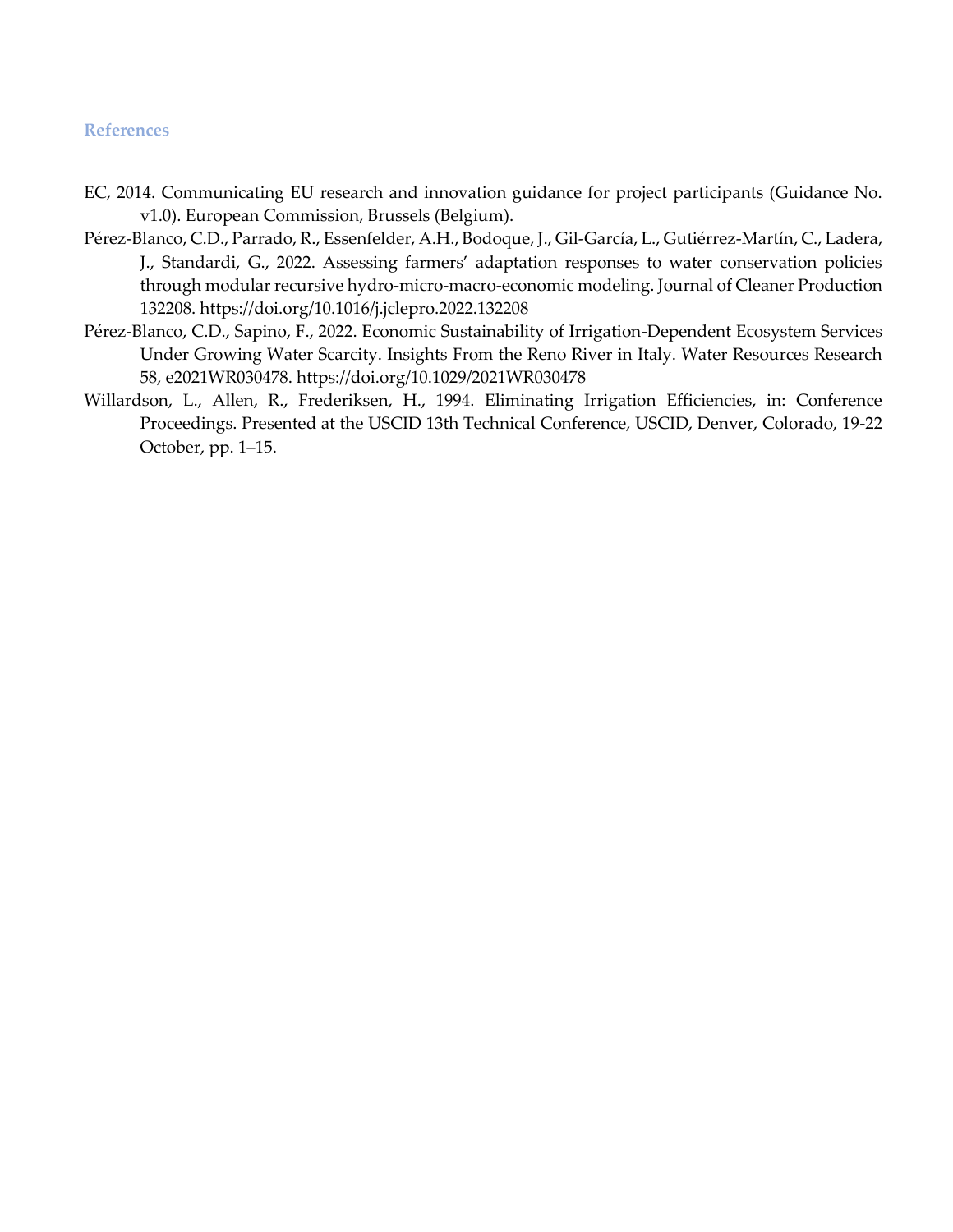## References

EC, 2014. Communicating EU research and innovation guidance for project participants (Guidance No. v1.0). European Commission, Brussels (Belgium).

Pérez-Blanco, C.D., Parrado, R., Essenfelder, A.H., Bodoque, J., Gil-García, L., Gutiérrez-Martín, C., Ladera, J., Standardi, G., 2022. Assessing farmers' adaptation responses to water conservation policies through modular recursive hydro-micro-macro-economic modeling. Journal of Cleaner Production 132208. https://doi.org/10.1016/j.jclepro.2022.132208

Pérez-Blanco, C.D., Sapino, F., 2022. Economic Sustainability of Irrigation-Dependent Ecosystem Services Under Growing Water Scarcity. Insights From the Reno River in Italy. Water Resources Research 58, e2021WR030478. https://doi.org/10.1029/2021WR030478

Willardson, L., Allen, R., Frederiksen, H., 1994. Eliminating Irrigation Efficiencies, in: Conference Proceedings. Presented at the USCID 13th Technical Conference, USCID, Denver, Colorado, 19-22 October, pp. 1–15.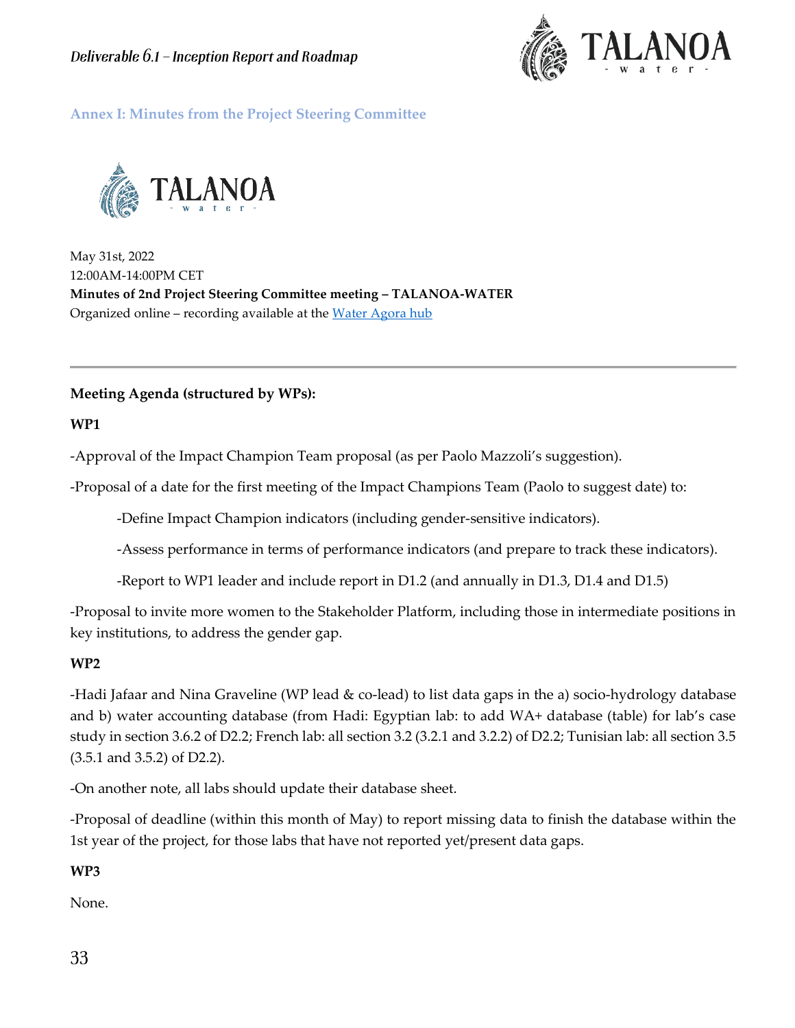## Annex I: Minutes from the Project Steering Committee

May 31st, 2022
12:00AM-14:00PM CET
**Minutes of 2nd Project Steering Committee meeting – TALANOA-WATER**
Organized online – recording available at the Water Agora hub

---

**Meeting Agenda (structured by WPs):**

**WP1**

-Approval of the Impact Champion Team proposal (as per Paolo Mazzoli's suggestion).

-Proposal of a date for the first meeting of the Impact Champions Team (Paolo to suggest date) to:

> -Define Impact Champion indicators (including gender-sensitive indicators).
>
> -Assess performance in terms of performance indicators (and prepare to track these indicators).
>
> -Report to WP1 leader and include report in D1.2 (and annually in D1.3, D1.4 and D1.5)

-Proposal to invite more women to the Stakeholder Platform, including those in intermediate positions in key institutions, to address the gender gap.

**WP2**

-Hadi Jafaar and Nina Graveline (WP lead & co-lead) to list data gaps in the a) socio-hydrology database and b) water accounting database (from Hadi: Egyptian lab: to add WA+ database (table) for lab's case study in section 3.6.2 of D2.2; French lab: all section 3.2 (3.2.1 and 3.2.2) of D2.2; Tunisian lab: all section 3.5 (3.5.1 and 3.5.2) of D2.2).

-On another note, all labs should update their database sheet.

-Proposal of deadline (within this month of May) to report missing data to finish the database within the 1st year of the project, for those labs that have not reported yet/present data gaps.

**WP3**

None.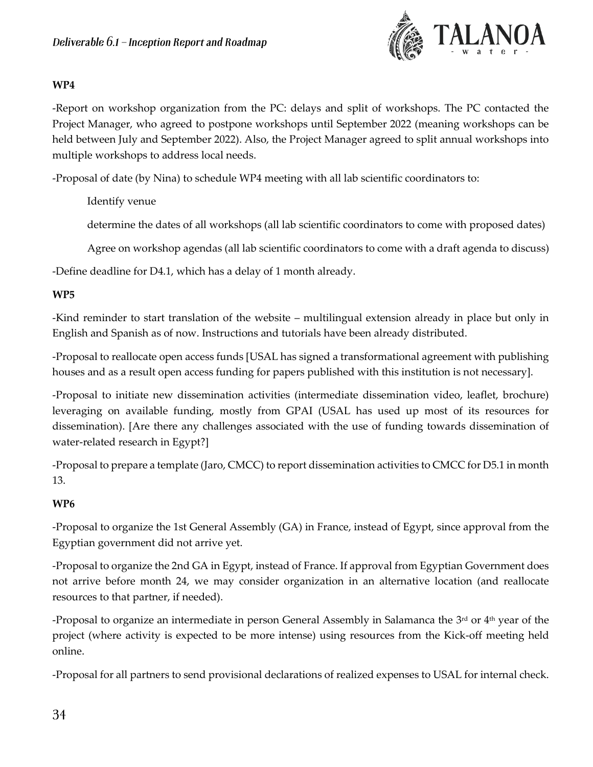**WP4**

-Report on workshop organization from the PC: delays and split of workshops. The PC contacted the Project Manager, who agreed to postpone workshops until September 2022 (meaning workshops can be held between July and September 2022). Also, the Project Manager agreed to split annual workshops into multiple workshops to address local needs.

-Proposal of date (by Nina) to schedule WP4 meeting with all lab scientific coordinators to:

Identify venue

determine the dates of all workshops (all lab scientific coordinators to come with proposed dates)

Agree on workshop agendas (all lab scientific coordinators to come with a draft agenda to discuss)

-Define deadline for D4.1, which has a delay of 1 month already.

**WP5**

-Kind reminder to start translation of the website – multilingual extension already in place but only in English and Spanish as of now. Instructions and tutorials have been already distributed.

-Proposal to reallocate open access funds [USAL has signed a transformational agreement with publishing houses and as a result open access funding for papers published with this institution is not necessary].

-Proposal to initiate new dissemination activities (intermediate dissemination video, leaflet, brochure) leveraging on available funding, mostly from GPAI (USAL has used up most of its resources for dissemination). [Are there any challenges associated with the use of funding towards dissemination of water-related research in Egypt?]

-Proposal to prepare a template (Jaro, CMCC) to report dissemination activities to CMCC for D5.1 in month 13.

**WP6**

-Proposal to organize the 1st General Assembly (GA) in France, instead of Egypt, since approval from the Egyptian government did not arrive yet.

-Proposal to organize the 2nd GA in Egypt, instead of France. If approval from Egyptian Government does not arrive before month 24, we may consider organization in an alternative location (and reallocate resources to that partner, if needed).

-Proposal to organize an intermediate in person General Assembly in Salamanca the 3rd or 4th year of the project (where activity is expected to be more intense) using resources from the Kick-off meeting held online.

-Proposal for all partners to send provisional declarations of realized expenses to USAL for internal check.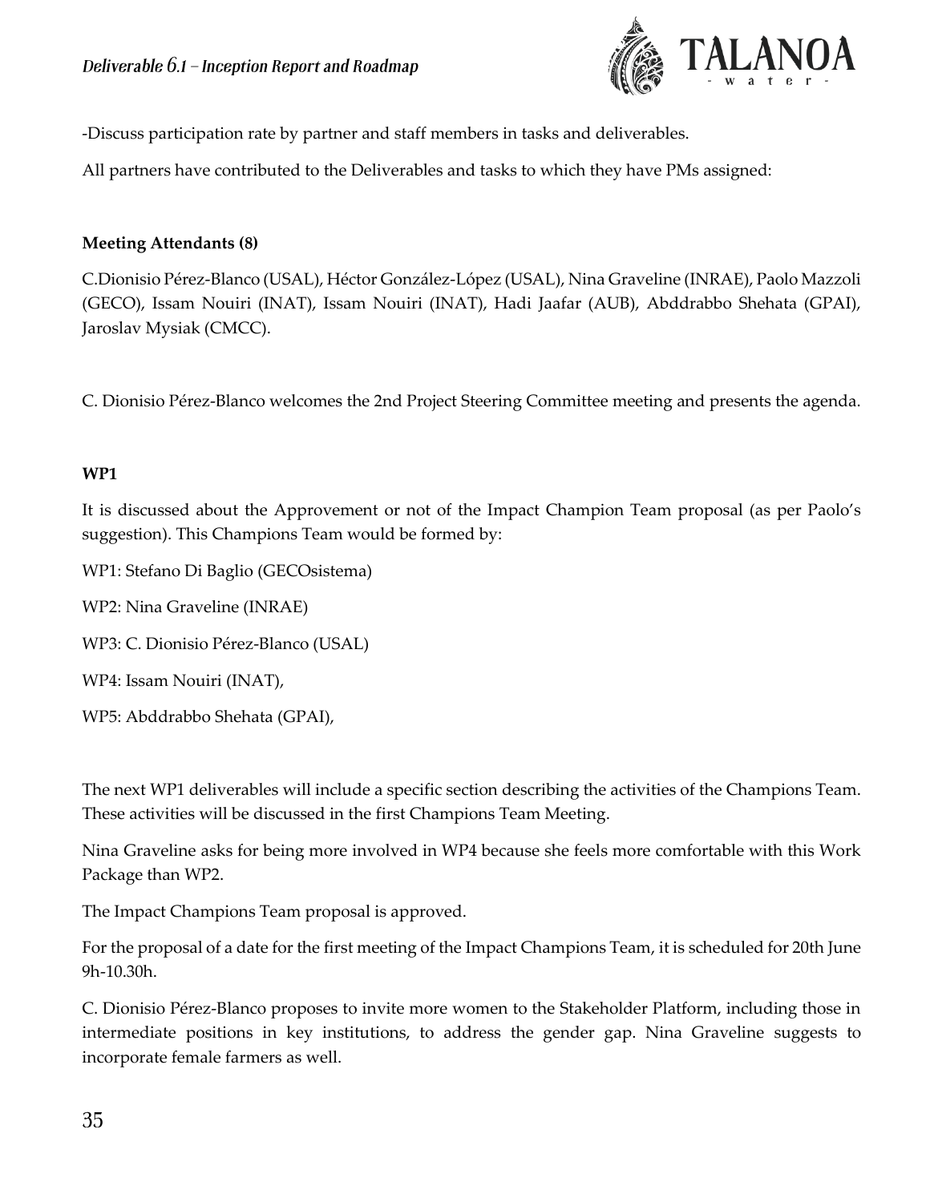-Discuss participation rate by partner and staff members in tasks and deliverables.

All partners have contributed to the Deliverables and tasks to which they have PMs assigned:

**Meeting Attendants (8)**

C.Dionisio Pérez-Blanco (USAL), Héctor González-López (USAL), Nina Graveline (INRAE), Paolo Mazzoli (GECO), Issam Nouiri (INAT), Issam Nouiri (INAT), Hadi Jaafar (AUB), Abddrabbo Shehata (GPAI), Jaroslav Mysiak (CMCC).

C. Dionisio Pérez-Blanco welcomes the 2nd Project Steering Committee meeting and presents the agenda.

**WP1**

It is discussed about the Approvement or not of the Impact Champion Team proposal (as per Paolo's suggestion). This Champions Team would be formed by:

WP1: Stefano Di Baglio (GECOsistema)

WP2: Nina Graveline (INRAE)

WP3: C. Dionisio Pérez-Blanco (USAL)

WP4: Issam Nouiri (INAT),

WP5: Abddrabbo Shehata (GPAI),

The next WP1 deliverables will include a specific section describing the activities of the Champions Team. These activities will be discussed in the first Champions Team Meeting.

Nina Graveline asks for being more involved in WP4 because she feels more comfortable with this Work Package than WP2.

The Impact Champions Team proposal is approved.

For the proposal of a date for the first meeting of the Impact Champions Team, it is scheduled for 20th June 9h-10.30h.

C. Dionisio Pérez-Blanco proposes to invite more women to the Stakeholder Platform, including those in intermediate positions in key institutions, to address the gender gap. Nina Graveline suggests to incorporate female farmers as well.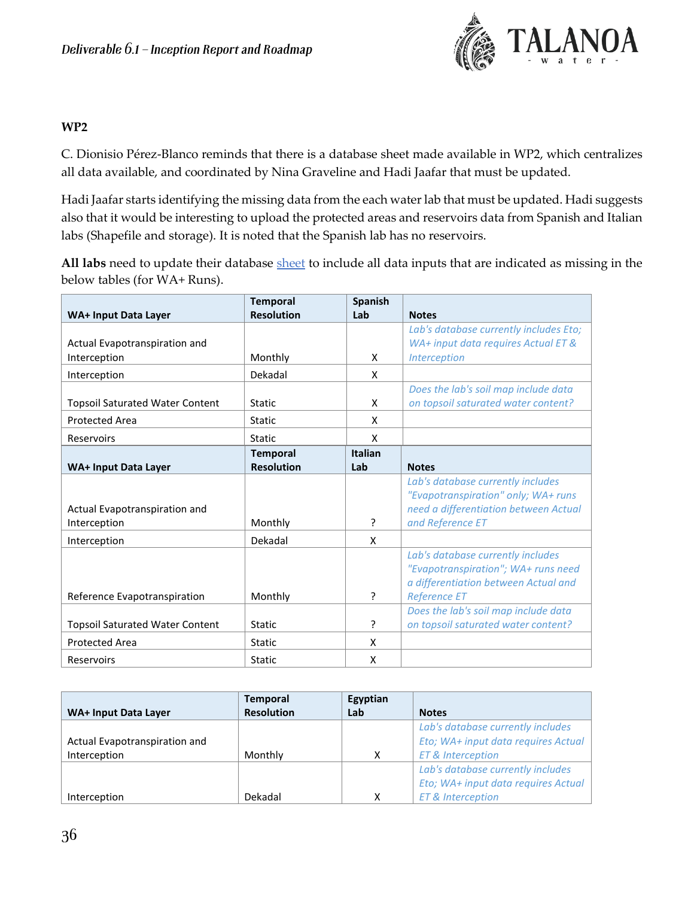### WP2

C. Dionisio Pérez-Blanco reminds that there is a database sheet made available in WP2, which centralizes all data available, and coordinated by Nina Graveline and Hadi Jaafar that must be updated.

Hadi Jaafar starts identifying the missing data from the each water lab that must be updated. Hadi suggests also that it would be interesting to upload the protected areas and reservoirs data from Spanish and Italian labs (Shapefile and storage). It is noted that the Spanish lab has no reservoirs.

**All labs** need to update their database [sheet]() to include all data inputs that are indicated as missing in the below tables (for WA+ Runs).

| WA+ Input Data Layer | Temporal Resolution | Spanish Lab | Notes |
|---|---|---|---|
| Actual Evapotranspiration and Interception | Monthly | X | *Lab's database currently includes Eto; WA+ input data requires Actual ET & Interception* |
| Interception | Dekadal | X | |
| Topsoil Saturated Water Content | Static | X | *Does the lab's soil map include data on topsoil saturated water content?* |
| Protected Area | Static | X | |
| Reservoirs | Static | X | |

| WA+ Input Data Layer | Temporal Resolution | Italian Lab | Notes |
|---|---|---|---|
| Actual Evapotranspiration and Interception | Monthly | ? | *Lab's database currently includes "Evapotranspiration" only; WA+ runs need a differentiation between Actual and Reference ET* |
| Interception | Dekadal | X | |
| Reference Evapotranspiration | Monthly | ? | *Lab's database currently includes "Evapotranspiration"; WA+ runs need a differentiation between Actual and Reference ET* |
| Topsoil Saturated Water Content | Static | ? | *Does the lab's soil map include data on topsoil saturated water content?* |
| Protected Area | Static | X | |
| Reservoirs | Static | X | |

| WA+ Input Data Layer | Temporal Resolution | Egyptian Lab | Notes |
|---|---|---|---|
| Actual Evapotranspiration and Interception | Monthly | X | *Lab's database currently includes Eto; WA+ input data requires Actual ET & Interception* |
| Interception | Dekadal | X | *Lab's database currently includes Eto; WA+ input data requires Actual ET & Interception* |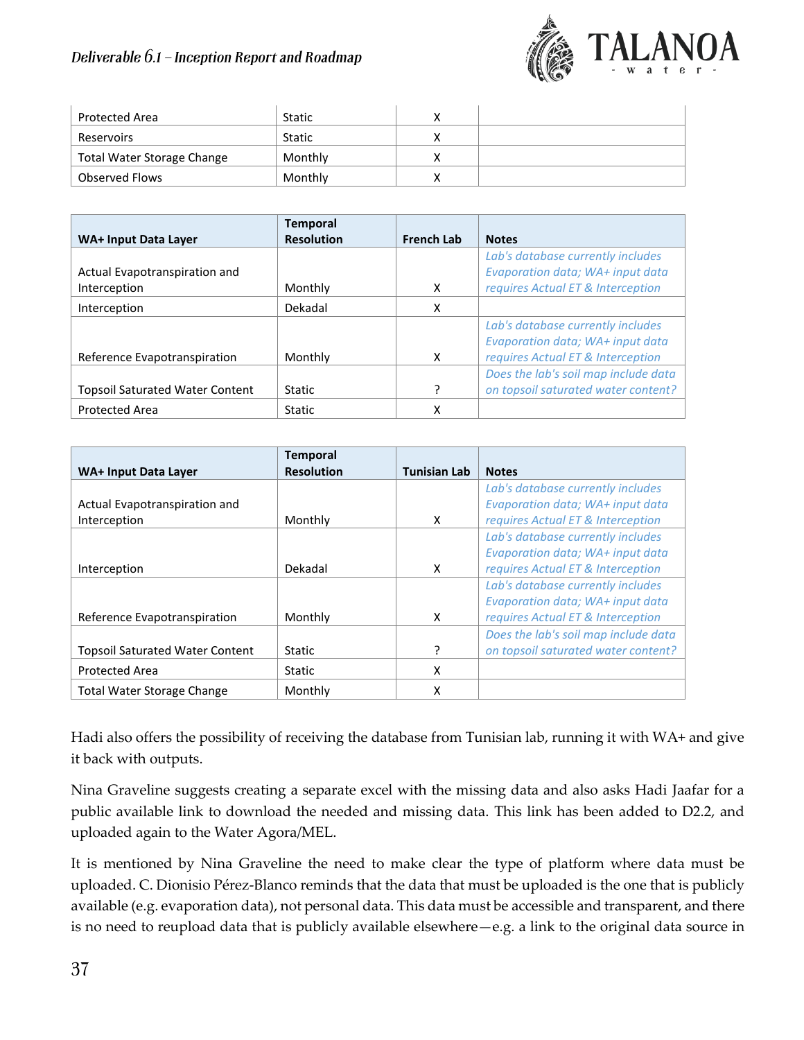| | | | |
|---|---|---|---|
| Protected Area | Static | X | |
| Reservoirs | Static | X | |
| Total Water Storage Change | Monthly | X | |
| Observed Flows | Monthly | X | |

| WA+ Input Data Layer | Temporal Resolution | French Lab | Notes |
|---|---|---|---|
| Actual Evapotranspiration and Interception | Monthly | X | *Lab's database currently includes Evaporation data; WA+ input data requires Actual ET & Interception* |
| Interception | Dekadal | X | |
| Reference Evapotranspiration | Monthly | X | *Lab's database currently includes Evaporation data; WA+ input data requires Actual ET & Interception* |
| Topsoil Saturated Water Content | Static | ? | *Does the lab's soil map include data on topsoil saturated water content?* |
| Protected Area | Static | X | |

| WA+ Input Data Layer | Temporal Resolution | Tunisian Lab | Notes |
|---|---|---|---|
| Actual Evapotranspiration and Interception | Monthly | X | *Lab's database currently includes Evaporation data; WA+ input data requires Actual ET & Interception* |
| Interception | Dekadal | X | *Lab's database currently includes Evaporation data; WA+ input data requires Actual ET & Interception* |
| Reference Evapotranspiration | Monthly | X | *Lab's database currently includes Evaporation data; WA+ input data requires Actual ET & Interception* |
| Topsoil Saturated Water Content | Static | ? | *Does the lab's soil map include data on topsoil saturated water content?* |
| Protected Area | Static | X | |
| Total Water Storage Change | Monthly | X | |

Hadi also offers the possibility of receiving the database from Tunisian lab, running it with WA+ and give it back with outputs.

Nina Graveline suggests creating a separate excel with the missing data and also asks Hadi Jaafar for a public available link to download the needed and missing data. This link has been added to D2.2, and uploaded again to the Water Agora/MEL.

It is mentioned by Nina Graveline the need to make clear the type of platform where data must be uploaded. C. Dionisio Pérez-Blanco reminds that the data that must be uploaded is the one that is publicly available (e.g. evaporation data), not personal data. This data must be accessible and transparent, and there is no need to reupload data that is publicly available elsewhere—e.g. a link to the original data source in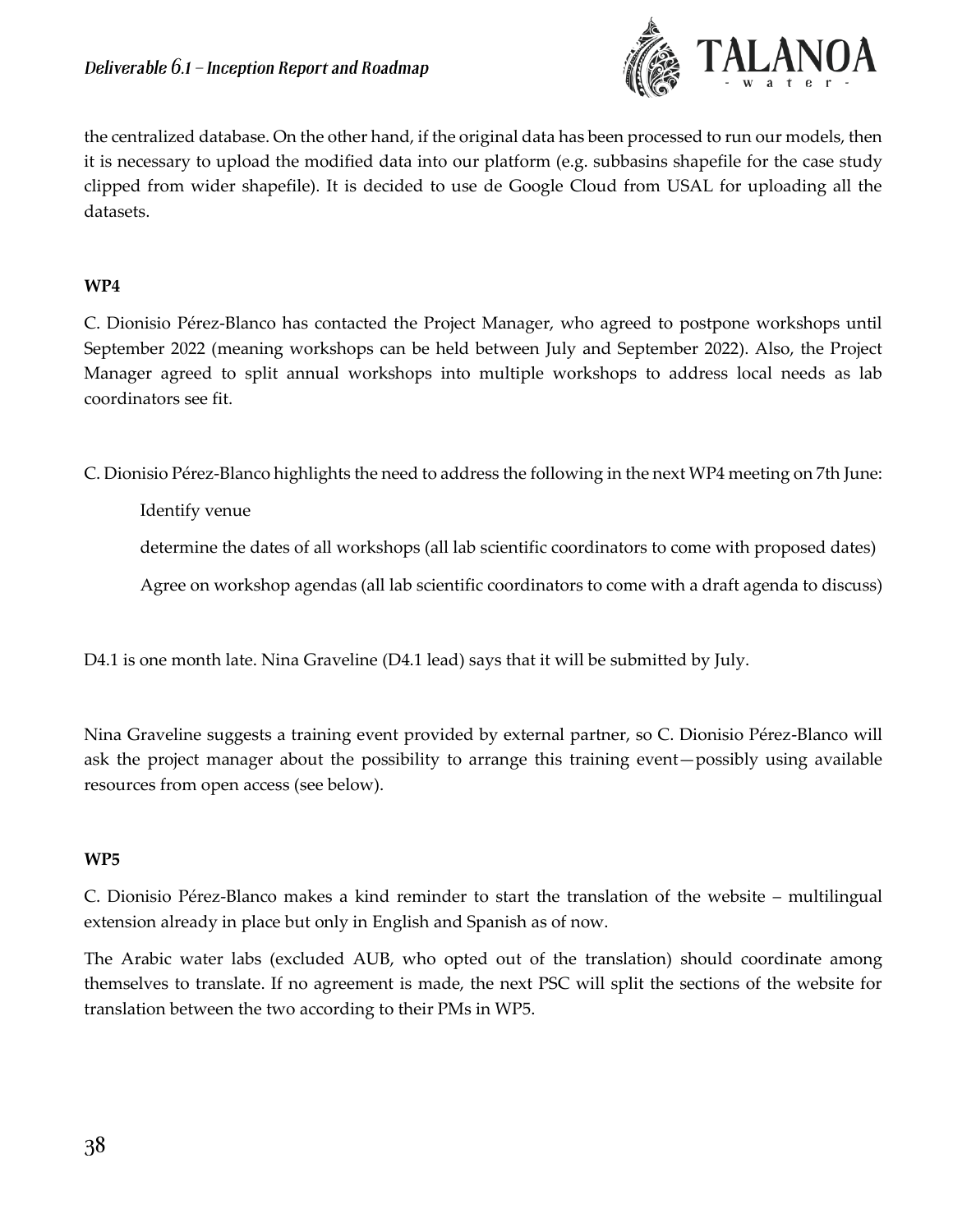the centralized database. On the other hand, if the original data has been processed to run our models, then it is necessary to upload the modified data into our platform (e.g. subbasins shapefile for the case study clipped from wider shapefile). It is decided to use de Google Cloud from USAL for uploading all the datasets.

**WP4**

C. Dionisio Pérez-Blanco has contacted the Project Manager, who agreed to postpone workshops until September 2022 (meaning workshops can be held between July and September 2022). Also, the Project Manager agreed to split annual workshops into multiple workshops to address local needs as lab coordinators see fit.

C. Dionisio Pérez-Blanco highlights the need to address the following in the next WP4 meeting on 7th June:

- Identify venue
- determine the dates of all workshops (all lab scientific coordinators to come with proposed dates)
- Agree on workshop agendas (all lab scientific coordinators to come with a draft agenda to discuss)

D4.1 is one month late. Nina Graveline (D4.1 lead) says that it will be submitted by July.

Nina Graveline suggests a training event provided by external partner, so C. Dionisio Pérez-Blanco will ask the project manager about the possibility to arrange this training event—possibly using available resources from open access (see below).

**WP5**

C. Dionisio Pérez-Blanco makes a kind reminder to start the translation of the website – multilingual extension already in place but only in English and Spanish as of now.

The Arabic water labs (excluded AUB, who opted out of the translation) should coordinate among themselves to translate. If no agreement is made, the next PSC will split the sections of the website for translation between the two according to their PMs in WP5.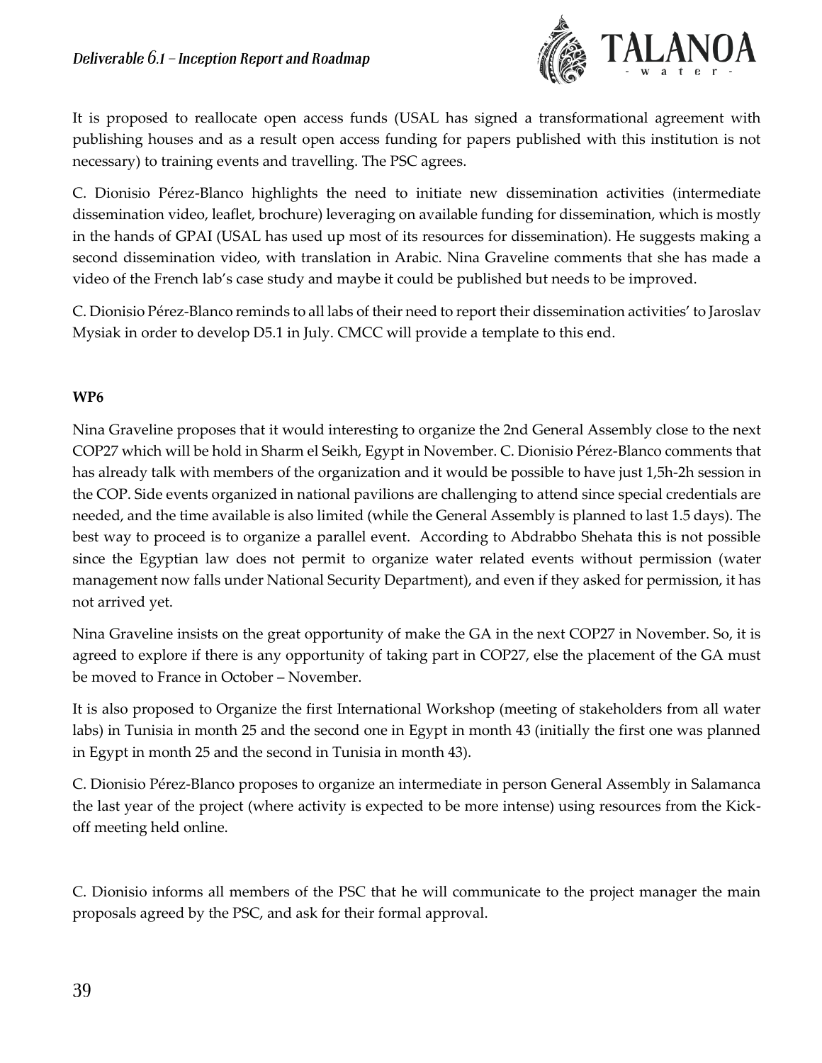It is proposed to reallocate open access funds (USAL has signed a transformational agreement with publishing houses and as a result open access funding for papers published with this institution is not necessary) to training events and travelling. The PSC agrees.

C. Dionisio Pérez-Blanco highlights the need to initiate new dissemination activities (intermediate dissemination video, leaflet, brochure) leveraging on available funding for dissemination, which is mostly in the hands of GPAI (USAL has used up most of its resources for dissemination). He suggests making a second dissemination video, with translation in Arabic. Nina Graveline comments that she has made a video of the French lab's case study and maybe it could be published but needs to be improved.

C. Dionisio Pérez-Blanco reminds to all labs of their need to report their dissemination activities' to Jaroslav Mysiak in order to develop D5.1 in July. CMCC will provide a template to this end.

**WP6**

Nina Graveline proposes that it would interesting to organize the 2nd General Assembly close to the next COP27 which will be hold in Sharm el Seikh, Egypt in November. C. Dionisio Pérez-Blanco comments that has already talk with members of the organization and it would be possible to have just 1,5h-2h session in the COP. Side events organized in national pavilions are challenging to attend since special credentials are needed, and the time available is also limited (while the General Assembly is planned to last 1.5 days). The best way to proceed is to organize a parallel event. According to Abdrabbo Shehata this is not possible since the Egyptian law does not permit to organize water related events without permission (water management now falls under National Security Department), and even if they asked for permission, it has not arrived yet.

Nina Graveline insists on the great opportunity of make the GA in the next COP27 in November. So, it is agreed to explore if there is any opportunity of taking part in COP27, else the placement of the GA must be moved to France in October – November.

It is also proposed to Organize the first International Workshop (meeting of stakeholders from all water labs) in Tunisia in month 25 and the second one in Egypt in month 43 (initially the first one was planned in Egypt in month 25 and the second in Tunisia in month 43).

C. Dionisio Pérez-Blanco proposes to organize an intermediate in person General Assembly in Salamanca the last year of the project (where activity is expected to be more intense) using resources from the Kick-off meeting held online.

C. Dionisio informs all members of the PSC that he will communicate to the project manager the main proposals agreed by the PSC, and ask for their formal approval.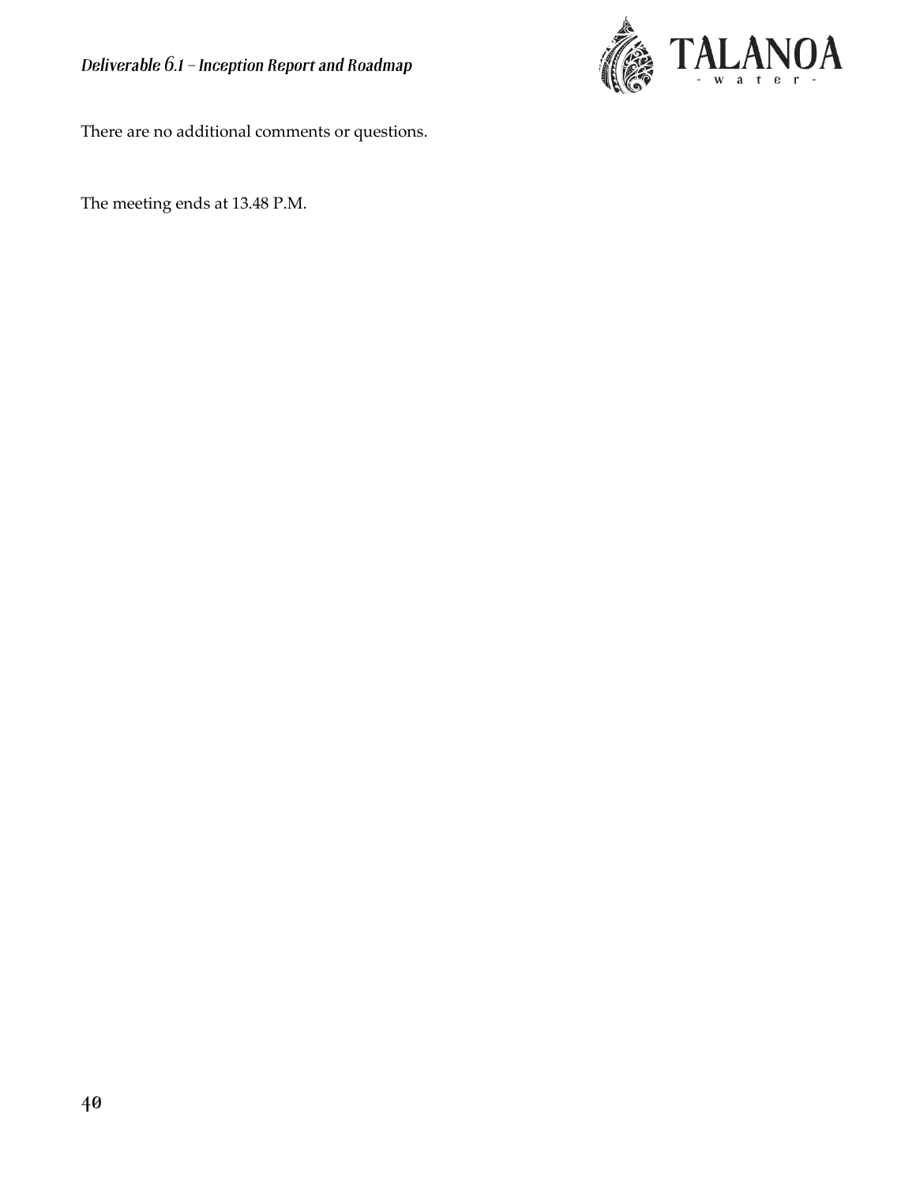There are no additional comments or questions.

The meeting ends at 13.48 P.M.